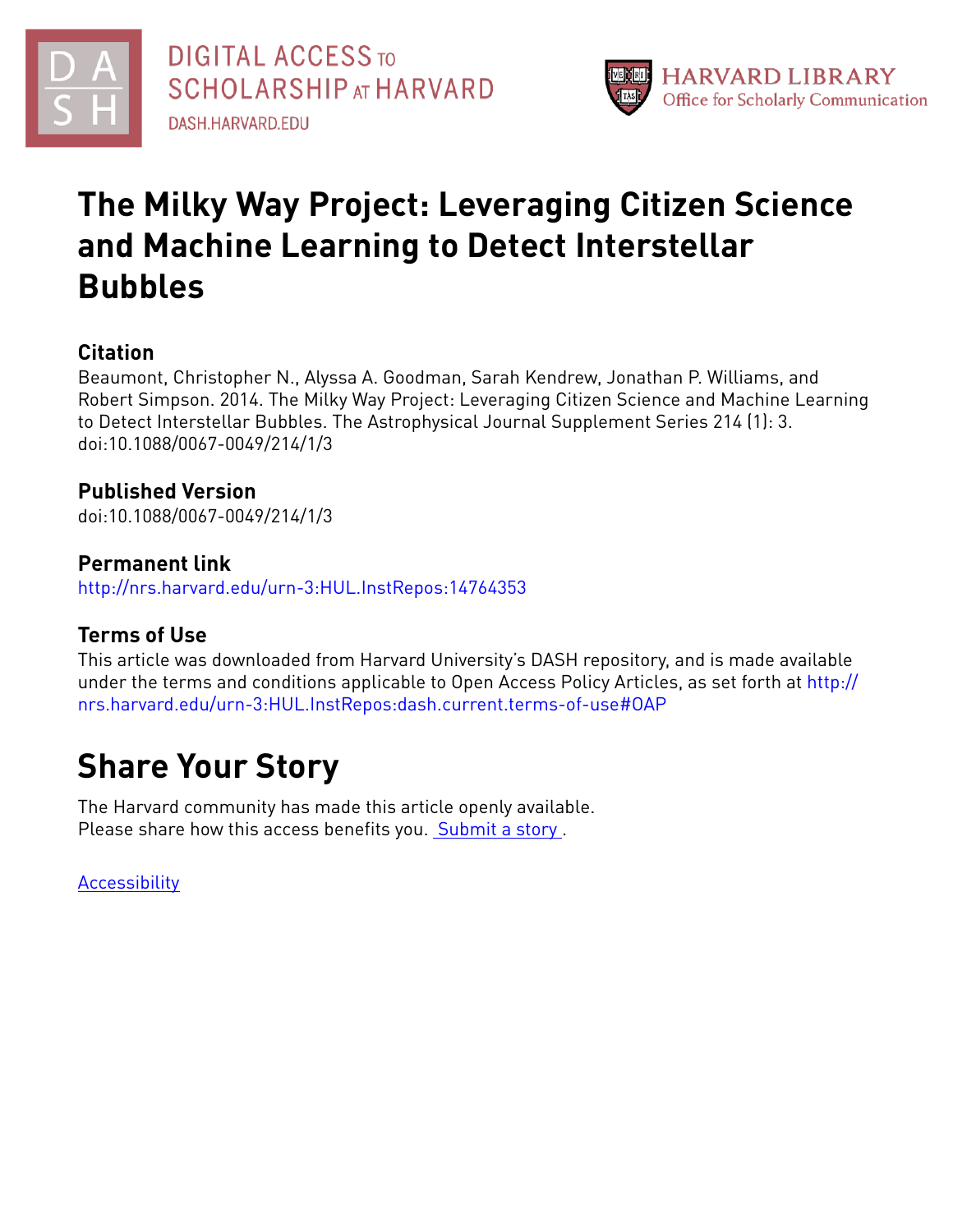DIGITAL ACCESS TO SCHOLARSHIP AT HARVARD
DASH.HARVARD.EDU

HARVARD LIBRARY
Office for Scholarly Communication

# The Milky Way Project: Leveraging Citizen Science and Machine Learning to Detect Interstellar Bubbles

## Citation

Beaumont, Christopher N., Alyssa A. Goodman, Sarah Kendrew, Jonathan P. Williams, and Robert Simpson. 2014. The Milky Way Project: Leveraging Citizen Science and Machine Learning to Detect Interstellar Bubbles. The Astrophysical Journal Supplement Series 214 (1): 3. doi:10.1088/0067-0049/214/1/3

## Published Version

doi:10.1088/0067-0049/214/1/3

## Permanent link

http://nrs.harvard.edu/urn-3:HUL.InstRepos:14764353

## Terms of Use

This article was downloaded from Harvard University's DASH repository, and is made available under the terms and conditions applicable to Open Access Policy Articles, as set forth at http://nrs.harvard.edu/urn-3:HUL.InstRepos:dash.current.terms-of-use#OAP

# Share Your Story

The Harvard community has made this article openly available.
Please share how this access benefits you. Submit a story .

Accessibility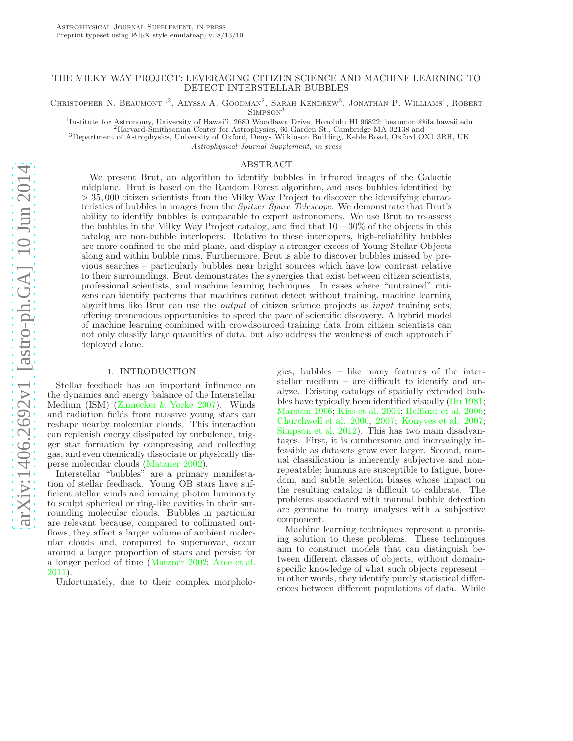# THE MILKY WAY PROJECT: LEVERAGING CITIZEN SCIENCE AND MACHINE LEARNING TO DETECT INTERSTELLAR BUBBLES

Christopher N. Beaumont[1,2], Alyssa A. Goodman[2], Sarah Kendrew[3], Jonathan P. Williams[1], Robert Simpson[3]

[1]Institute for Astronomy, University of Hawai'i, 2680 Woodlawn Drive, Honolulu HI 96822; beaumont@ifa.hawaii.edu
[2]Harvard-Smithsonian Center for Astrophysics, 60 Garden St., Cambridge MA 02138 and
[3]Department of Astrophysics, University of Oxford, Denys Wilkinson Building, Keble Road, Oxford OX1 3RH, UK

*Astrophysical Journal Supplement, in press*

## ABSTRACT

We present Brut, an algorithm to identify bubbles in infrared images of the Galactic midplane. Brut is based on the Random Forest algorithm, and uses bubbles identified by $> 35,000$ citizen scientists from the Milky Way Project to discover the identifying characteristics of bubbles in images from the *Spitzer Space Telescope*. We demonstrate that Brut's ability to identify bubbles is comparable to expert astronomers. We use Brut to re-assess the bubbles in the Milky Way Project catalog, and find that $10-30\%$ of the objects in this catalog are non-bubble interlopers. Relative to these interlopers, high-reliability bubbles are more confined to the mid plane, and display a stronger excess of Young Stellar Objects along and within bubble rims. Furthermore, Brut is able to discover bubbles missed by previous searches – particularly bubbles near bright sources which have low contrast relative to their surroundings. Brut demonstrates the synergies that exist between citizen scientists, professional scientists, and machine learning techniques. In cases where "untrained" citizens can identify patterns that machines cannot detect without training, machine learning algorithms like Brut can use the *output* of citizen science projects as *input* training sets, offering tremendous opportunities to speed the pace of scientific discovery. A hybrid model of machine learning combined with crowdsourced training data from citizen scientists can not only classify large quantities of data, but also address the weakness of each approach if deployed alone.

## 1. INTRODUCTION

Stellar feedback has an important influence on the dynamics and energy balance of the Interstellar Medium (ISM) (Zinnecker & Yorke 2007). Winds and radiation fields from massive young stars can reshape nearby molecular clouds. This interaction can replenish energy dissipated by turbulence, trigger star formation by compressing and collecting gas, and even chemically dissociate or physically disperse molecular clouds (Matzner 2002).

Interstellar "bubbles" are a primary manifestation of stellar feedback. Young OB stars have sufficient stellar winds and ionizing photon luminosity to sculpt spherical or ring-like cavities in their surrounding molecular clouds. Bubbles in particular are relevant because, compared to collimated outflows, they affect a larger volume of ambient molecular clouds and, compared to supernovae, occur around a larger proportion of stars and persist for a longer period of time (Matzner 2002; Arce et al. 2011).

Unfortunately, due to their complex morphologies, bubbles – like many features of the interstellar medium – are difficult to identify and analyze. Existing catalogs of spatially extended bubbles have typically been identified visually (Hu 1981; Marston 1996; Kiss et al. 2004; Helfand et al. 2006; Churchwell et al. 2006, 2007; Könyves et al. 2007; Simpson et al. 2012). This has two main disadvantages. First, it is cumbersome and increasingly infeasible as datasets grow ever larger. Second, manual classification is inherently subjective and nonrepeatable; humans are susceptible to fatigue, boredom, and subtle selection biases whose impact on the resulting catalog is difficult to calibrate. The problems associated with manual bubble detection are germane to many analyses with a subjective component.

Machine learning techniques represent a promising solution to these problems. These techniques aim to construct models that can distinguish between different classes of objects, without domain-specific knowledge of what such objects represent – in other words, they identify purely statistical differences between different populations of data. While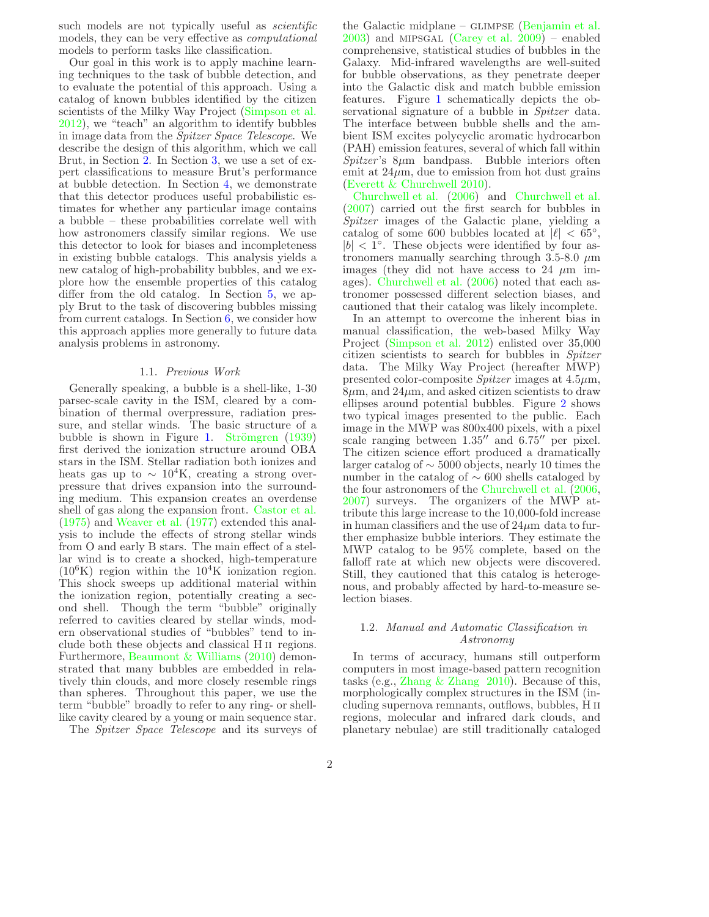such models are not typically useful as *scientific* models, they can be very effective as *computational* models to perform tasks like classification.

Our goal in this work is to apply machine learning techniques to the task of bubble detection, and to evaluate the potential of this approach. Using a catalog of known bubbles identified by the citizen scientists of the Milky Way Project (Simpson et al. 2012), we "teach" an algorithm to identify bubbles in image data from the *Spitzer Space Telescope*. We describe the design of this algorithm, which we call Brut, in Section 2. In Section 3, we use a set of expert classifications to measure Brut's performance at bubble detection. In Section 4, we demonstrate that this detector produces useful probabilistic estimates for whether any particular image contains a bubble – these probabilities correlate well with how astronomers classify similar regions. We use this detector to look for biases and incompleteness in existing bubble catalogs. This analysis yields a new catalog of high-probability bubbles, and we explore how the ensemble properties of this catalog differ from the old catalog. In Section 5, we apply Brut to the task of discovering bubbles missing from current catalogs. In Section 6, we consider how this approach applies more generally to future data analysis problems in astronomy.

### 1.1. *Previous Work*

Generally speaking, a bubble is a shell-like, 1-30 parsec-scale cavity in the ISM, cleared by a combination of thermal overpressure, radiation pressure, and stellar winds. The basic structure of a bubble is shown in Figure 1. Strömgren (1939) first derived the ionization structure around OBA stars in the ISM. Stellar radiation both ionizes and heats gas up to $\sim 10^4$K, creating a strong overpressure that drives expansion into the surrounding medium. This expansion creates an overdense shell of gas along the expansion front. Castor et al. (1975) and Weaver et al. (1977) extended this analysis to include the effects of strong stellar winds from O and early B stars. The main effect of a stellar wind is to create a shocked, high-temperature ($10^6$K) region within the $10^4$K ionization region. This shock sweeps up additional material within the ionization region, potentially creating a second shell. Though the term "bubble" originally referred to cavities cleared by stellar winds, modern observational studies of "bubbles" tend to include both these objects and classical H II regions. Furthermore, Beaumont & Williams (2010) demonstrated that many bubbles are embedded in relatively thin clouds, and more closely resemble rings than spheres. Throughout this paper, we use the term "bubble" broadly to refer to any ring- or shell-like cavity cleared by a young or main sequence star.

The *Spitzer Space Telescope* and its surveys of the Galactic midplane – GLIMPSE (Benjamin et al. 2003) and MIPSGAL (Carey et al. 2009) – enabled comprehensive, statistical studies of bubbles in the Galaxy. Mid-infrared wavelengths are well-suited for bubble observations, as they penetrate deeper into the Galactic disk and match bubble emission features. Figure 1 schematically depicts the observational signature of a bubble in *Spitzer* data. The interface between bubble shells and the ambient ISM excites polycyclic aromatic hydrocarbon (PAH) emission features, several of which fall within *Spitzer*'s 8$\mu$m bandpass. Bubble interiors often emit at 24$\mu$m, due to emission from hot dust grains (Everett & Churchwell 2010).

Churchwell et al. (2006) and Churchwell et al. (2007) carried out the first search for bubbles in *Spitzer* images of the Galactic plane, yielding a catalog of some 600 bubbles located at $|\ell| < 65°$, $|b| < 1°$. These objects were identified by four astronomers manually searching through 3.5-8.0 $\mu$m images (they did not have access to 24 $\mu$m images). Churchwell et al. (2006) noted that each astronomer possessed different selection biases, and cautioned that their catalog was likely incomplete.

In an attempt to overcome the inherent bias in manual classification, the web-based Milky Way Project (Simpson et al. 2012) enlisted over 35,000 citizen scientists to search for bubbles in *Spitzer* data. The Milky Way Project (hereafter MWP) presented color-composite *Spitzer* images at 4.5$\mu$m, 8$\mu$m, and 24$\mu$m, and asked citizen scientists to draw ellipses around potential bubbles. Figure 2 shows two typical images presented to the public. Each image in the MWP was 800x400 pixels, with a pixel scale ranging between 1.35″ and 6.75″ per pixel. The citizen science effort produced a dramatically larger catalog of $\sim$ 5000 objects, nearly 10 times the number in the catalog of $\sim$ 600 shells cataloged by the four astronomers of the Churchwell et al. (2006, 2007) surveys. The organizers of the MWP attribute this large increase to the 10,000-fold increase in human classifiers and the use of 24$\mu$m data to further emphasize bubble interiors. They estimate the MWP catalog to be 95% complete, based on the falloff rate at which new objects were discovered. Still, they cautioned that this catalog is heterogenous, and probably affected by hard-to-measure selection biases.

### 1.2. *Manual and Automatic Classification in Astronomy*

In terms of accuracy, humans still outperform computers in most image-based pattern recognition tasks (e.g., Zhang & Zhang 2010). Because of this, morphologically complex structures in the ISM (including supernova remnants, outflows, bubbles, H II regions, molecular and infrared dark clouds, and planetary nebulae) are still traditionally cataloged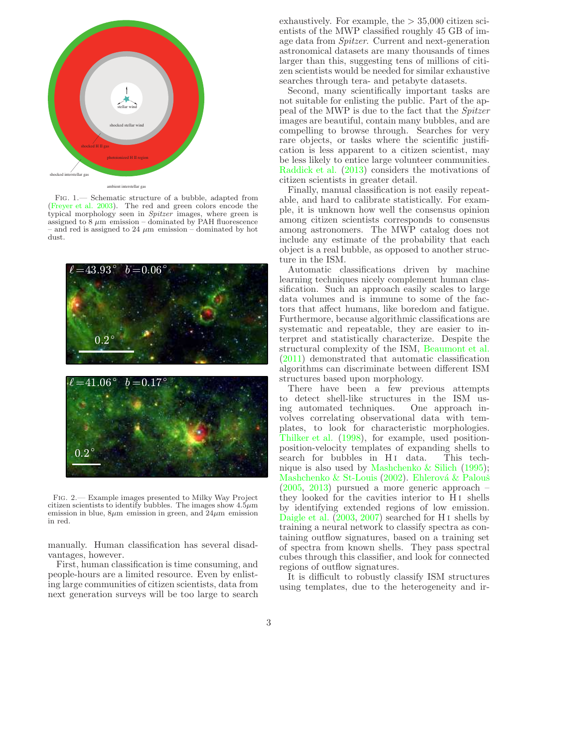FIG. 1.— Schematic structure of a bubble, adapted from (Freyer et al. 2003). The red and green colors encode the typical morphology seen in *Spitzer* images, where green is assigned to 8 $\mu$m emission – dominated by PAH fluorescence – and red is assigned to 24 $\mu$m emission – dominated by hot dust.

FIG. 2.— Example images presented to Milky Way Project citizen scientists to identify bubbles. The images show 4.5$\mu$m emission in blue, 8$\mu$m emission in green, and 24$\mu$m emission in red.

manually. Human classification has several disadvantages, however.

First, human classification is time consuming, and people-hours are a limited resource. Even by enlisting large communities of citizen scientists, data from next generation surveys will be too large to search exhaustively. For example, the > 35,000 citizen scientists of the MWP classified roughly 45 GB of image data from *Spitzer*. Current and next-generation astronomical datasets are many thousands of times larger than this, suggesting tens of millions of citizen scientists would be needed for similar exhaustive searches through tera- and petabyte datasets.

Second, many scientifically important tasks are not suitable for enlisting the public. Part of the appeal of the MWP is due to the fact that the *Spitzer* images are beautiful, contain many bubbles, and are compelling to browse through. Searches for very rare objects, or tasks where the scientific justification is less apparent to a citizen scientist, may be less likely to entice large volunteer communities. Raddick et al. (2013) considers the motivations of citizen scientists in greater detail.

Finally, manual classification is not easily repeatable, and hard to calibrate statistically. For example, it is unknown how well the consensus opinion among citizen scientists corresponds to consensus among astronomers. The MWP catalog does not include any estimate of the probability that each object is a real bubble, as opposed to another structure in the ISM.

Automatic classifications driven by machine learning techniques nicely complement human classification. Such an approach easily scales to large data volumes and is immune to some of the factors that affect humans, like boredom and fatigue. Furthermore, because algorithmic classifications are systematic and repeatable, they are easier to interpret and statistically characterize. Despite the structural complexity of the ISM, Beaumont et al. (2011) demonstrated that automatic classification algorithms can discriminate between different ISM structures based upon morphology.

There have been a few previous attempts to detect shell-like structures in the ISM using automated techniques. One approach involves correlating observational data with templates, to look for characteristic morphologies. Thilker et al. (1998), for example, used position-position-velocity templates of expanding shells to search for bubbles in H I data. This technique is also used by Mashchenko & Silich (1995); Mashchenko & St-Louis (2002). Ehlerová & Palouš (2005, 2013) pursued a more generic approach – they looked for the cavities interior to H I shells by identifying extended regions of low emission. Daigle et al. (2003, 2007) searched for H I shells by training a neural network to classify spectra as containing outflow signatures, based on a training set of spectra from known shells. They pass spectral cubes through this classifier, and look for connected regions of outflow signatures.

It is difficult to robustly classify ISM structures using templates, due to the heterogeneity and ir-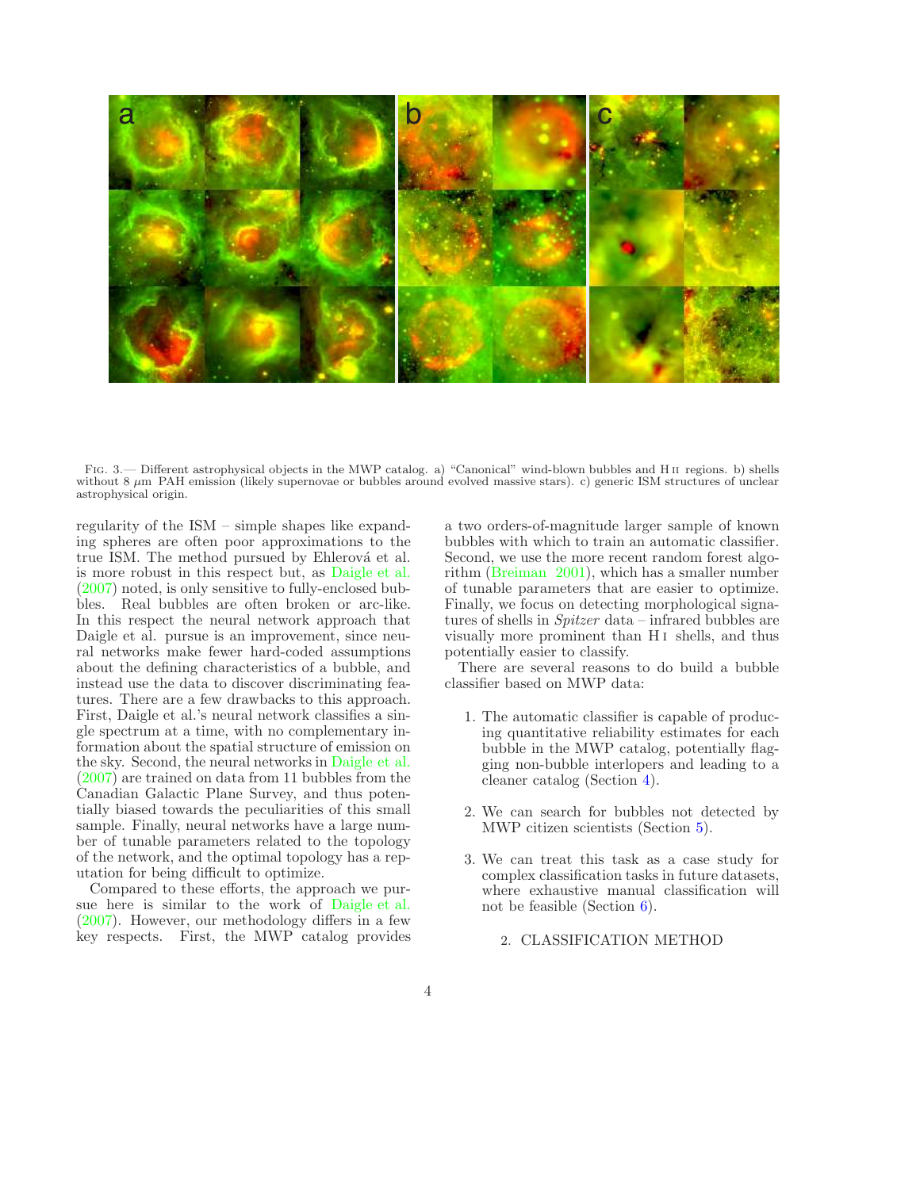FIG. 3.— Different astrophysical objects in the MWP catalog. a) "Canonical" wind-blown bubbles and H II regions. b) shells without 8 μm PAH emission (likely supernovae or bubbles around evolved massive stars). c) generic ISM structures of unclear astrophysical origin.

regularity of the ISM – simple shapes like expanding spheres are often poor approximations to the true ISM. The method pursued by Ehlerová et al. is more robust in this respect but, as Daigle et al. (2007) noted, is only sensitive to fully-enclosed bubbles. Real bubbles are often broken or arc-like. In this respect the neural network approach that Daigle et al. pursue is an improvement, since neural networks make fewer hard-coded assumptions about the defining characteristics of a bubble, and instead use the data to discover discriminating features. There are a few drawbacks to this approach. First, Daigle et al.'s neural network classifies a single spectrum at a time, with no complementary information about the spatial structure of emission on the sky. Second, the neural networks in Daigle et al. (2007) are trained on data from 11 bubbles from the Canadian Galactic Plane Survey, and thus potentially biased towards the peculiarities of this small sample. Finally, neural networks have a large number of tunable parameters related to the topology of the network, and the optimal topology has a reputation for being difficult to optimize.

Compared to these efforts, the approach we pursue here is similar to the work of Daigle et al. (2007). However, our methodology differs in a few key respects. First, the MWP catalog provides a two orders-of-magnitude larger sample of known bubbles with which to train an automatic classifier. Second, we use the more recent random forest algorithm (Breiman 2001), which has a smaller number of tunable parameters that are easier to optimize. Finally, we focus on detecting morphological signatures of shells in *Spitzer* data – infrared bubbles are visually more prominent than H I shells, and thus potentially easier to classify.

There are several reasons to do build a bubble classifier based on MWP data:

1. The automatic classifier is capable of producing quantitative reliability estimates for each bubble in the MWP catalog, potentially flagging non-bubble interlopers and leading to a cleaner catalog (Section 4).

2. We can search for bubbles not detected by MWP citizen scientists (Section 5).

3. We can treat this task as a case study for complex classification tasks in future datasets, where exhaustive manual classification will not be feasible (Section 6).

## 2. CLASSIFICATION METHOD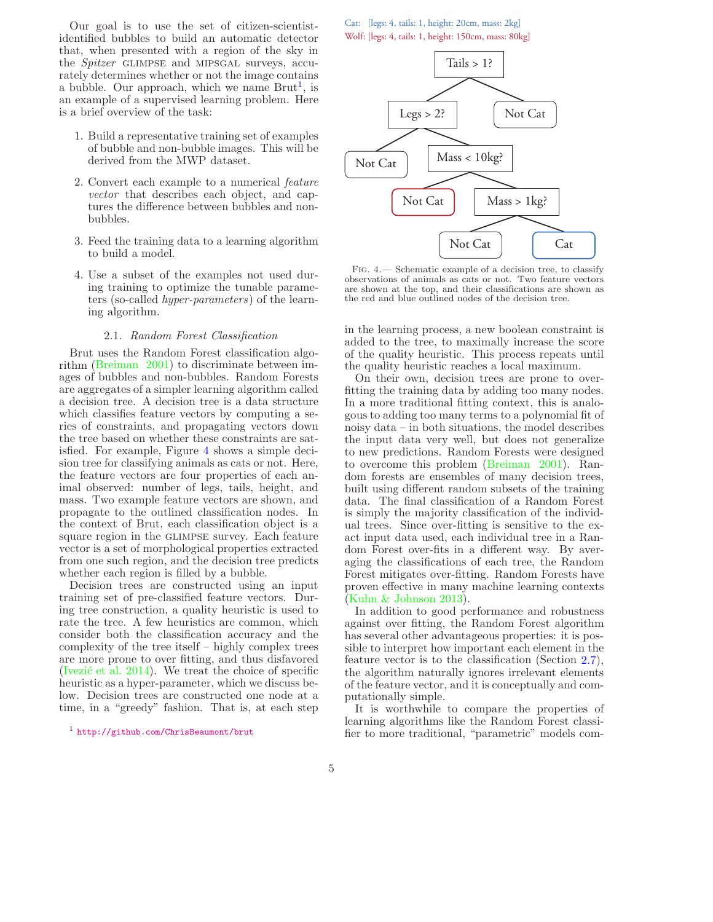Our goal is to use the set of citizen-scientist-identified bubbles to build an automatic detector that, when presented with a region of the sky in the *Spitzer* GLIMPSE and MIPSGAL surveys, accurately determines whether or not the image contains a bubble. Our approach, which we name Brut[1], is an example of a supervised learning problem. Here is a brief overview of the task:

1. Build a representative training set of examples of bubble and non-bubble images. This will be derived from the MWP dataset.
2. Convert each example to a numerical *feature vector* that describes each object, and captures the difference between bubbles and non-bubbles.
3. Feed the training data to a learning algorithm to build a model.
4. Use a subset of the examples not used during training to optimize the tunable parameters (so-called *hyper-parameters*) of the learning algorithm.

### 2.1. *Random Forest Classification*

Brut uses the Random Forest classification algorithm (Breiman 2001) to discriminate between images of bubbles and non-bubbles. Random Forests are aggregates of a simpler learning algorithm called a decision tree. A decision tree is a data structure which classifies feature vectors by computing a series of constraints, and propagating vectors down the tree based on whether these constraints are satisfied. For example, Figure 4 shows a simple decision tree for classifying animals as cats or not. Here, the feature vectors are four properties of each animal observed: number of legs, tails, height, and mass. Two example feature vectors are shown, and propagate to the outlined classification nodes. In the context of Brut, each classification object is a square region in the GLIMPSE survey. Each feature vector is a set of morphological properties extracted from one such region, and the decision tree predicts whether each region is filled by a bubble.

Decision trees are constructed using an input training set of pre-classified feature vectors. During tree construction, a quality heuristic is used to rate the tree. A few heuristics are common, which consider both the classification accuracy and the complexity of the tree itself – highly complex trees are more prone to over fitting, and thus disfavored (Ivezić et al. 2014). We treat the choice of specific heuristic as a hyper-parameter, which we discuss below. Decision trees are constructed one node at a time, in a "greedy" fashion. That is, at each step

Cat: [legs: 4, tails: 1, height: 20cm, mass: 2kg]
Wolf: [legs: 4, tails: 1, height: 150cm, mass: 80kg]

Tails > 1? → Not Cat; Legs > 2? → Not Cat; Mass < 10kg? → Not Cat; Mass > 1kg? → Not Cat; Cat

Fig. 4.— Schematic example of a decision tree, to classify observations of animals as cats or not. Two feature vectors are shown at the top, and their classifications are shown as the red and blue outlined nodes of the decision tree.

in the learning process, a new boolean constraint is added to the tree, to maximally increase the score of the quality heuristic. This process repeats until the quality heuristic reaches a local maximum.

On their own, decision trees are prone to overfitting the training data by adding too many nodes. In a more traditional fitting context, this is analogous to adding too many terms to a polynomial fit of noisy data – in both situations, the model describes the input data very well, but does not generalize to new predictions. Random Forests were designed to overcome this problem (Breiman 2001). Random forests are ensembles of many decision trees, built using different random subsets of the training data. The final classification of a Random Forest is simply the majority classification of the individual trees. Since over-fitting is sensitive to the exact input data used, each individual tree in a Random Forest over-fits in a different way. By averaging the classifications of each tree, the Random Forest mitigates over-fitting. Random Forests have proven effective in many machine learning contexts (Kuhn & Johnson 2013).

In addition to good performance and robustness against over fitting, the Random Forest algorithm has several other advantageous properties: it is possible to interpret how important each element in the feature vector is to the classification (Section 2.7), the algorithm naturally ignores irrelevant elements of the feature vector, and it is conceptually and computationally simple.

It is worthwhile to compare the properties of learning algorithms like the Random Forest classifier to more traditional, "parametric" models com-

[1] http://github.com/ChrisBeaumont/brut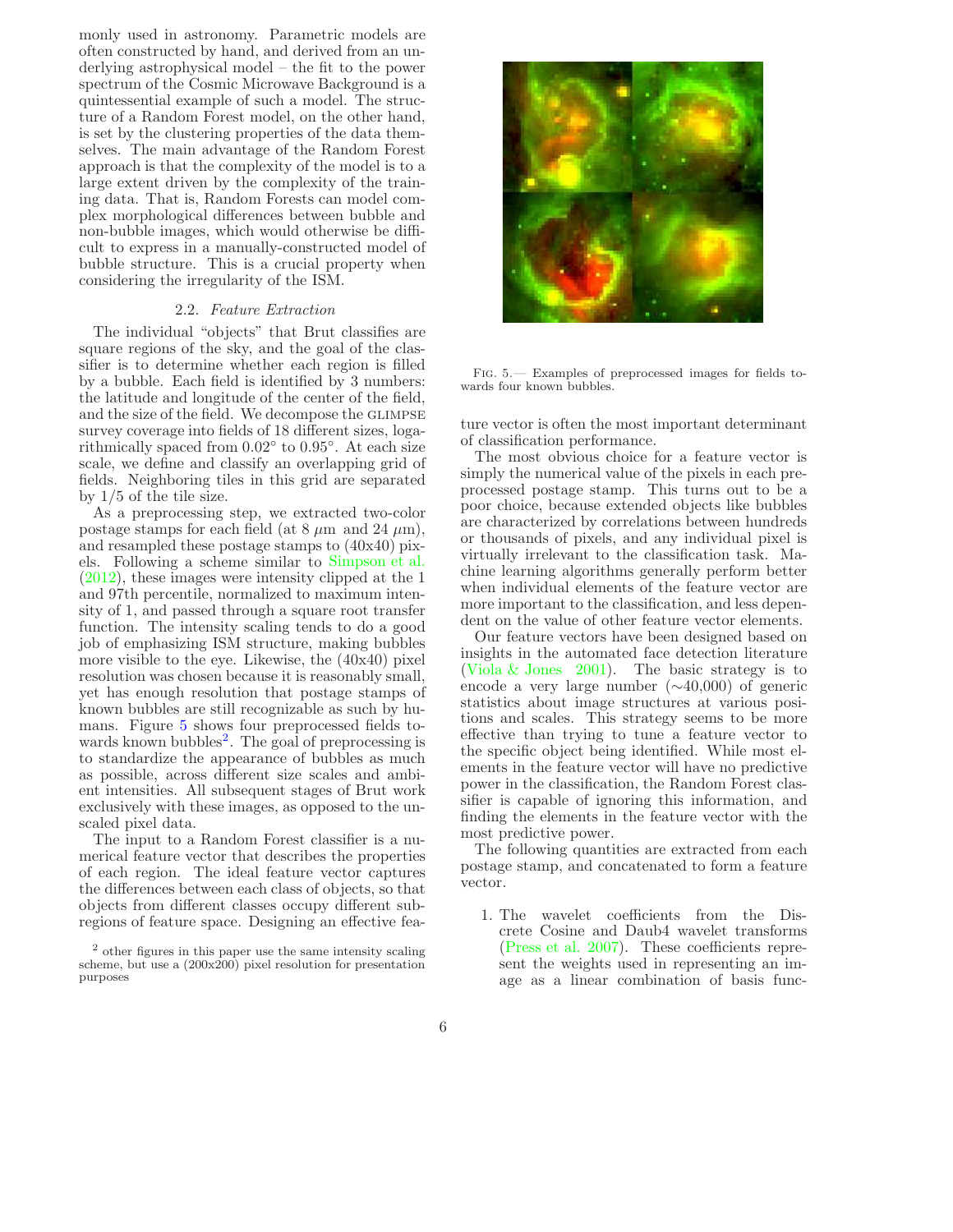monly used in astronomy. Parametric models are often constructed by hand, and derived from an underlying astrophysical model – the fit to the power spectrum of the Cosmic Microwave Background is a quintessential example of such a model. The structure of a Random Forest model, on the other hand, is set by the clustering properties of the data themselves. The main advantage of the Random Forest approach is that the complexity of the model is to a large extent driven by the complexity of the training data. That is, Random Forests can model complex morphological differences between bubble and non-bubble images, which would otherwise be difficult to express in a manually-constructed model of bubble structure. This is a crucial property when considering the irregularity of the ISM.

### 2.2. *Feature Extraction*

The individual "objects" that Brut classifies are square regions of the sky, and the goal of the classifier is to determine whether each region is filled by a bubble. Each field is identified by 3 numbers: the latitude and longitude of the center of the field, and the size of the field. We decompose the GLIMPSE survey coverage into fields of 18 different sizes, logarithmically spaced from 0.02° to 0.95°. At each size scale, we define and classify an overlapping grid of fields. Neighboring tiles in this grid are separated by 1/5 of the tile size.

As a preprocessing step, we extracted two-color postage stamps for each field (at 8 $\mu$m and 24 $\mu$m), and resampled these postage stamps to (40x40) pixels. Following a scheme similar to Simpson et al. (2012), these images were intensity clipped at the 1 and 97th percentile, normalized to maximum intensity of 1, and passed through a square root transfer function. The intensity scaling tends to do a good job of emphasizing ISM structure, making bubbles more visible to the eye. Likewise, the (40x40) pixel resolution was chosen because it is reasonably small, yet has enough resolution that postage stamps of known bubbles are still recognizable as such by humans. Figure 5 shows four preprocessed fields towards known bubbles[2]. The goal of preprocessing is to standardize the appearance of bubbles as much as possible, across different size scales and ambient intensities. All subsequent stages of Brut work exclusively with these images, as opposed to the unscaled pixel data.

The input to a Random Forest classifier is a numerical feature vector that describes the properties of each region. The ideal feature vector captures the differences between each class of objects, so that objects from different classes occupy different subregions of feature space. Designing an effective feature vector is often the most important determinant of classification performance.

[2] other figures in this paper use the same intensity scaling scheme, but use a (200x200) pixel resolution for presentation purposes

Fig. 5.— Examples of preprocessed images for fields towards four known bubbles.

The most obvious choice for a feature vector is simply the numerical value of the pixels in each preprocessed postage stamp. This turns out to be a poor choice, because extended objects like bubbles are characterized by correlations between hundreds or thousands of pixels, and any individual pixel is virtually irrelevant to the classification task. Machine learning algorithms generally perform better when individual elements of the feature vector are more important to the classification, and less dependent on the value of other feature vector elements.

Our feature vectors have been designed based on insights in the automated face detection literature (Viola & Jones 2001). The basic strategy is to encode a very large number (~40,000) of generic statistics about image structures at various positions and scales. This strategy seems to be more effective than trying to tune a feature vector to the specific object being identified. While most elements in the feature vector will have no predictive power in the classification, the Random Forest classifier is capable of ignoring this information, and finding the elements in the feature vector with the most predictive power.

The following quantities are extracted from each postage stamp, and concatenated to form a feature vector.

1. The wavelet coefficients from the Discrete Cosine and Daub4 wavelet transforms (Press et al. 2007). These coefficients represent the weights used in representing an image as a linear combination of basis func-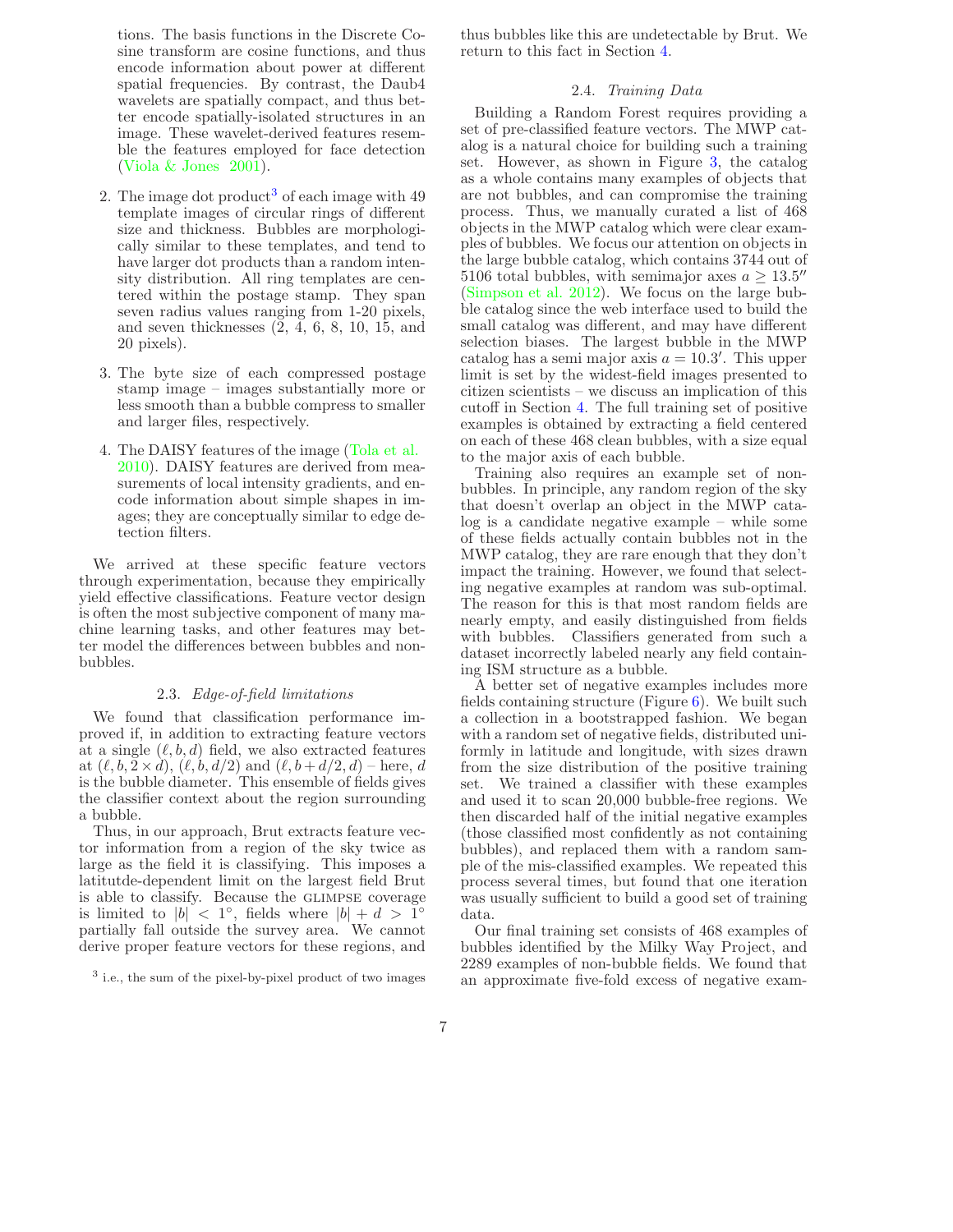tions. The basis functions in the Discrete Cosine transform are cosine functions, and thus encode information about power at different spatial frequencies. By contrast, the Daub4 wavelets are spatially compact, and thus better encode spatially-isolated structures in an image. These wavelet-derived features resemble the features employed for face detection (Viola & Jones 2001).

2. The image dot product[3] of each image with 49 template images of circular rings of different size and thickness. Bubbles are morphologically similar to these templates, and tend to have larger dot products than a random intensity distribution. All ring templates are centered within the postage stamp. They span seven radius values ranging from 1-20 pixels, and seven thicknesses (2, 4, 6, 8, 10, 15, and 20 pixels).

3. The byte size of each compressed postage stamp image – images substantially more or less smooth than a bubble compress to smaller and larger files, respectively.

4. The DAISY features of the image (Tola et al. 2010). DAISY features are derived from measurements of local intensity gradients, and encode information about simple shapes in images; they are conceptually similar to edge detection filters.

We arrived at these specific feature vectors through experimentation, because they empirically yield effective classifications. Feature vector design is often the most subjective component of many machine learning tasks, and other features may better model the differences between bubbles and non-bubbles.

### 2.3. *Edge-of-field limitations*

We found that classification performance improved if, in addition to extracting feature vectors at a single $(\ell, b, d)$ field, we also extracted features at $(\ell, b, 2 \times d)$, $(\ell, b, d/2)$ and $(\ell, b + d/2, d)$ – here, $d$ is the bubble diameter. This ensemble of fields gives the classifier context about the region surrounding a bubble.

Thus, in our approach, Brut extracts feature vector information from a region of the sky twice as large as the field it is classifying. This imposes a latitutde-dependent limit on the largest field Brut is able to classify. Because the GLIMPSE coverage is limited to $|b| < 1°$, fields where $|b| + d > 1°$ partially fall outside the survey area. We cannot derive proper feature vectors for these regions, and thus bubbles like this are undetectable by Brut. We return to this fact in Section 4.

[3] i.e., the sum of the pixel-by-pixel product of two images

### 2.4. *Training Data*

Building a Random Forest requires providing a set of pre-classified feature vectors. The MWP catalog is a natural choice for building such a training set. However, as shown in Figure 3, the catalog as a whole contains many examples of objects that are not bubbles, and can compromise the training process. Thus, we manually curated a list of 468 objects in the MWP catalog which were clear examples of bubbles. We focus our attention on objects in the large bubble catalog, which contains 3744 out of 5106 total bubbles, with semimajor axes $a \geq 13.5''$ (Simpson et al. 2012). We focus on the large bubble catalog since the web interface used to build the small catalog was different, and may have different selection biases. The largest bubble in the MWP catalog has a semi major axis $a = 10.3'$. This upper limit is set by the widest-field images presented to citizen scientists – we discuss an implication of this cutoff in Section 4. The full training set of positive examples is obtained by extracting a field centered on each of these 468 clean bubbles, with a size equal to the major axis of each bubble.

Training also requires an example set of non-bubbles. In principle, any random region of the sky that doesn't overlap an object in the MWP catalog is a candidate negative example – while some of these fields actually contain bubbles not in the MWP catalog, they are rare enough that they don't impact the training. However, we found that selecting negative examples at random was sub-optimal. The reason for this is that most random fields are nearly empty, and easily distinguished from fields with bubbles. Classifiers generated from such a dataset incorrectly labeled nearly any field containing ISM structure as a bubble.

A better set of negative examples includes more fields containing structure (Figure 6). We built such a collection in a bootstrapped fashion. We began with a random set of negative fields, distributed uniformly in latitude and longitude, with sizes drawn from the size distribution of the positive training set. We trained a classifier with these examples and used it to scan 20,000 bubble-free regions. We then discarded half of the initial negative examples (those classified most confidently as not containing bubbles), and replaced them with a random sample of the mis-classified examples. We repeated this process several times, but found that one iteration was usually sufficient to build a good set of training data.

Our final training set consists of 468 examples of bubbles identified by the Milky Way Project, and 2289 examples of non-bubble fields. We found that an approximate five-fold excess of negative exam-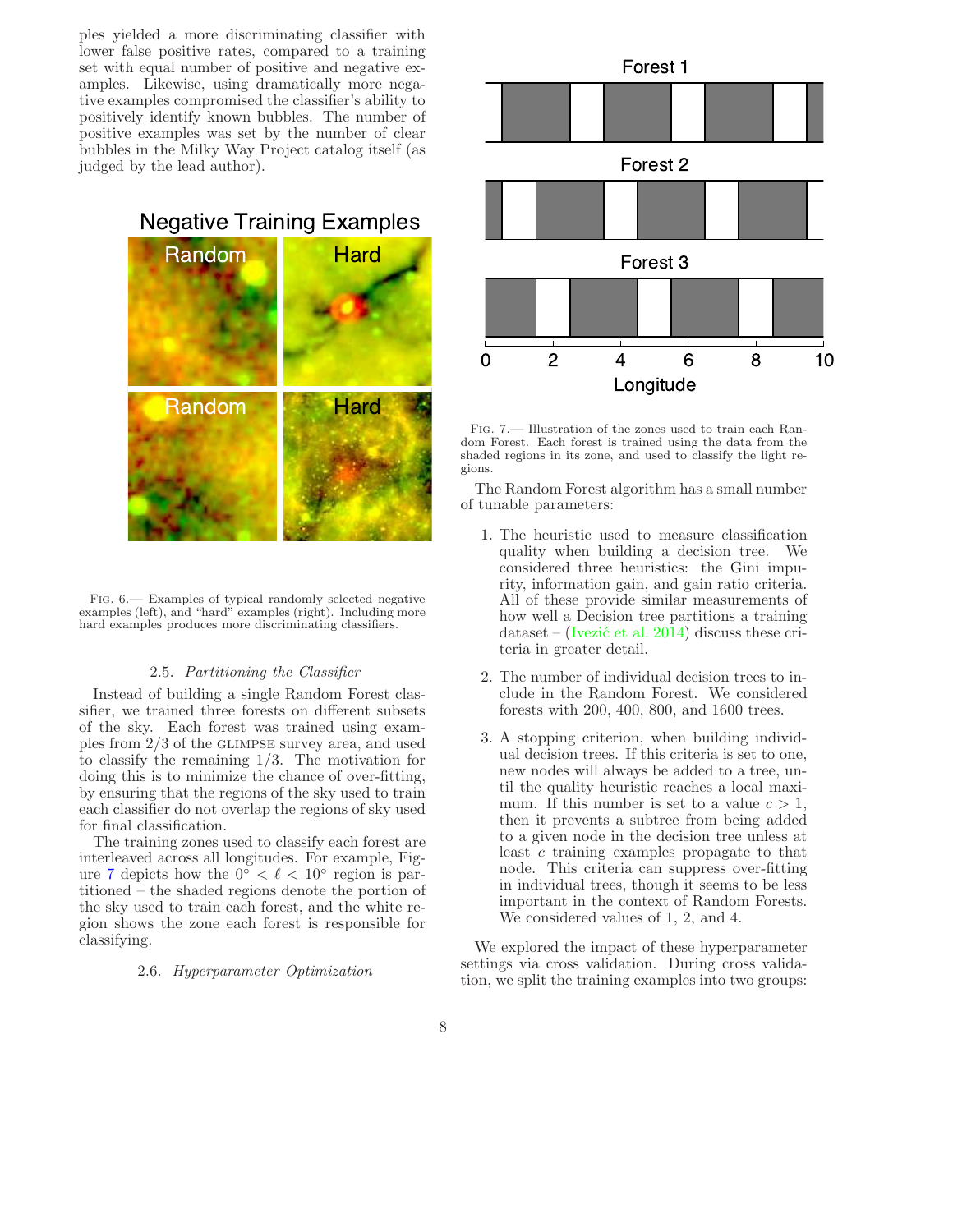ples yielded a more discriminating classifier with lower false positive rates, compared to a training set with equal number of positive and negative examples. Likewise, using dramatically more negative examples compromised the classifier's ability to positively identify known bubbles. The number of positive examples was set by the number of clear bubbles in the Milky Way Project catalog itself (as judged by the lead author).

Fig. 6.— Examples of typical randomly selected negative examples (left), and "hard" examples (right). Including more hard examples produces more discriminating classifiers.

### 2.5. *Partitioning the Classifier*

Instead of building a single Random Forest classifier, we trained three forests on different subsets of the sky. Each forest was trained using examples from 2/3 of the GLIMPSE survey area, and used to classify the remaining 1/3. The motivation for doing this is to minimize the chance of over-fitting, by ensuring that the regions of the sky used to train each classifier do not overlap the regions of sky used for final classification.

The training zones used to classify each forest are interleaved across all longitudes. For example, Figure 7 depicts how the $0^\circ < \ell < 10^\circ$ region is partitioned – the shaded regions denote the portion of the sky used to train each forest, and the white region shows the zone each forest is responsible for classifying.

### 2.6. *Hyperparameter Optimization*

Fig. 7.— Illustration of the zones used to train each Random Forest. Each forest is trained using the data from the shaded regions in its zone, and used to classify the light regions.

The Random Forest algorithm has a small number of tunable parameters:

1. The heuristic used to measure classification quality when building a decision tree. We considered three heuristics: the Gini impurity, information gain, and gain ratio criteria. All of these provide similar measurements of how well a Decision tree partitions a training dataset – (Ivezić et al. 2014) discuss these criteria in greater detail.

2. The number of individual decision trees to include in the Random Forest. We considered forests with 200, 400, 800, and 1600 trees.

3. A stopping criterion, when building individual decision trees. If this criteria is set to one, new nodes will always be added to a tree, until the quality heuristic reaches a local maximum. If this number is set to a value $c > 1$, then it prevents a subtree from being added to a given node in the decision tree unless at least $c$ training examples propagate to that node. This criteria can suppress over-fitting in individual trees, though it seems to be less important in the context of Random Forests. We considered values of 1, 2, and 4.

We explored the impact of these hyperparameter settings via cross validation. During cross validation, we split the training examples into two groups: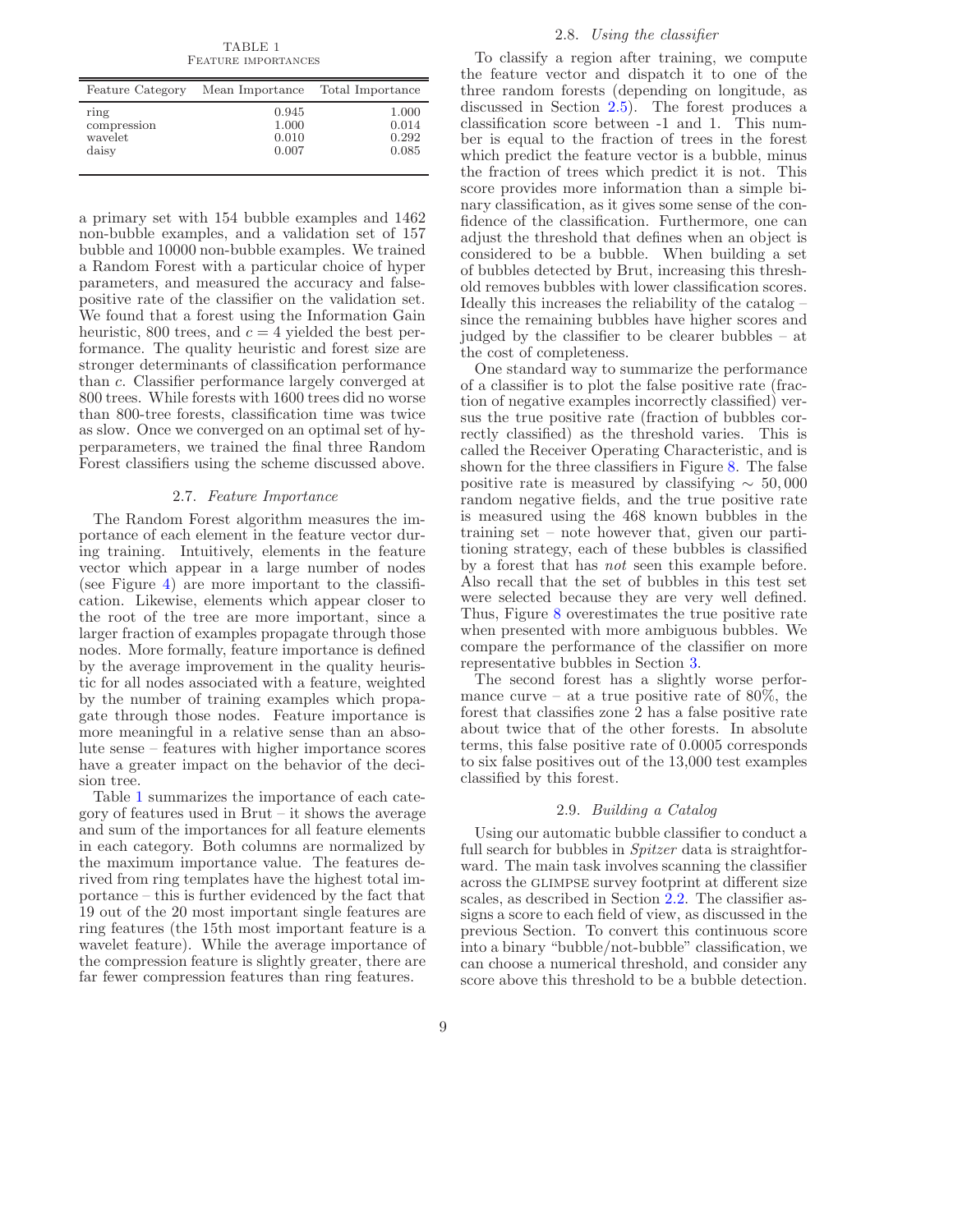TABLE 1
FEATURE IMPORTANCES

| Feature Category | Mean Importance | Total Importance |
|---|---|---|
| ring | 0.945 | 1.000 |
| compression | 1.000 | 0.014 |
| wavelet | 0.010 | 0.292 |
| daisy | 0.007 | 0.085 |

a primary set with 154 bubble examples and 1462 non-bubble examples, and a validation set of 157 bubble and 10000 non-bubble examples. We trained a Random Forest with a particular choice of hyper parameters, and measured the accuracy and false-positive rate of the classifier on the validation set. We found that a forest using the Information Gain heuristic, 800 trees, and $c = 4$ yielded the best performance. The quality heuristic and forest size are stronger determinants of classification performance than $c$. Classifier performance largely converged at 800 trees. While forests with 1600 trees did no worse than 800-tree forests, classification time was twice as slow. Once we converged on an optimal set of hyperparameters, we trained the final three Random Forest classifiers using the scheme discussed above.

### 2.7. *Feature Importance*

The Random Forest algorithm measures the importance of each element in the feature vector during training. Intuitively, elements in the feature vector which appear in a large number of nodes (see Figure 4) are more important to the classification. Likewise, elements which appear closer to the root of the tree are more important, since a larger fraction of examples propagate through those nodes. More formally, feature importance is defined by the average improvement in the quality heuristic for all nodes associated with a feature, weighted by the number of training examples which propagate through those nodes. Feature importance is more meaningful in a relative sense than an absolute sense – features with higher importance scores have a greater impact on the behavior of the decision tree.

Table 1 summarizes the importance of each category of features used in Brut – it shows the average and sum of the importances for all feature elements in each category. Both columns are normalized by the maximum importance value. The features derived from ring templates have the highest total importance – this is further evidenced by the fact that 19 out of the 20 most important single features are ring features (the 15th most important feature is a wavelet feature). While the average importance of the compression feature is slightly greater, there are far fewer compression features than ring features.

### 2.8. *Using the classifier*

To classify a region after training, we compute the feature vector and dispatch it to one of the three random forests (depending on longitude, as discussed in Section 2.5). The forest produces a classification score between -1 and 1. This number is equal to the fraction of trees in the forest which predict the feature vector is a bubble, minus the fraction of trees which predict it is not. This score provides more information than a simple binary classification, as it gives some sense of the confidence of the classification. Furthermore, one can adjust the threshold that defines when an object is considered to be a bubble. When building a set of bubbles detected by Brut, increasing this threshold removes bubbles with lower classification scores. Ideally this increases the reliability of the catalog – since the remaining bubbles have higher scores and judged by the classifier to be clearer bubbles – at the cost of completeness.

One standard way to summarize the performance of a classifier is to plot the false positive rate (fraction of negative examples incorrectly classified) versus the true positive rate (fraction of bubbles correctly classified) as the threshold varies. This is called the Receiver Operating Characteristic, and is shown for the three classifiers in Figure 8. The false positive rate is measured by classifying $\sim 50,000$ random negative fields, and the true positive rate is measured using the 468 known bubbles in the training set – note however that, given our partitioning strategy, each of these bubbles is classified by a forest that has *not* seen this example before. Also recall that the set of bubbles in this test set were selected because they are very well defined. Thus, Figure 8 overestimates the true positive rate when presented with more ambiguous bubbles. We compare the performance of the classifier on more representative bubbles in Section 3.

The second forest has a slightly worse performance curve – at a true positive rate of 80%, the forest that classifies zone 2 has a false positive rate about twice that of the other forests. In absolute terms, this false positive rate of 0.0005 corresponds to six false positives out of the 13,000 test examples classified by this forest.

### 2.9. *Building a Catalog*

Using our automatic bubble classifier to conduct a full search for bubbles in *Spitzer* data is straightforward. The main task involves scanning the classifier across the GLIMPSE survey footprint at different size scales, as described in Section 2.2. The classifier assigns a score to each field of view, as discussed in the previous Section. To convert this continuous score into a binary "bubble/not-bubble" classification, we can choose a numerical threshold, and consider any score above this threshold to be a bubble detection.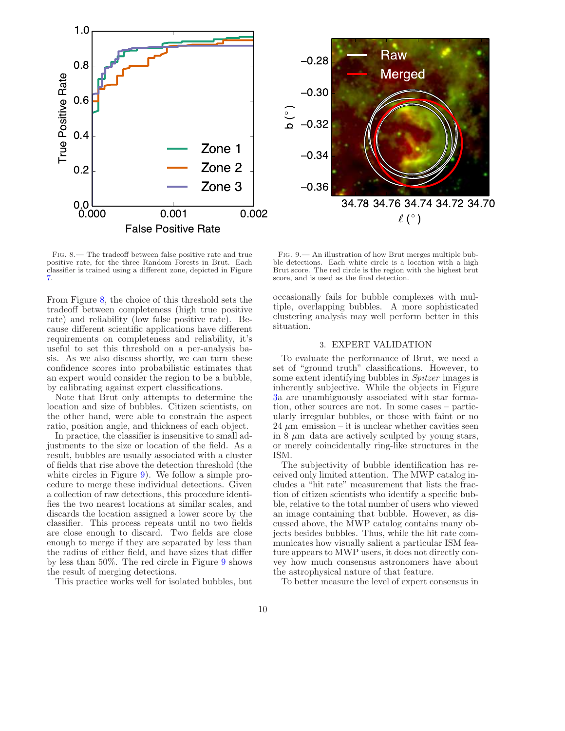FIG. 8.— The tradeoff between false positive rate and true positive rate, for the three Random Forests in Brut. Each classifier is trained using a different zone, depicted in Figure 7.

FIG. 9.— An illustration of how Brut merges multiple bubble detections. Each white circle is a location with a high Brut score. The red circle is the region with the highest brut score, and is used as the final detection.

From Figure 8, the choice of this threshold sets the tradeoff between completeness (high true positive rate) and reliability (low false positive rate). Because different scientific applications have different requirements on completeness and reliability, it's useful to set this threshold on a per-analysis basis. As we also discuss shortly, we can turn these confidence scores into probabilistic estimates that an expert would consider the region to be a bubble, by calibrating against expert classifications.

Note that Brut only attempts to determine the location and size of bubbles. Citizen scientists, on the other hand, were able to constrain the aspect ratio, position angle, and thickness of each object.

In practice, the classifier is insensitive to small adjustments to the size or location of the field. As a result, bubbles are usually associated with a cluster of fields that rise above the detection threshold (the white circles in Figure 9). We follow a simple procedure to merge these individual detections. Given a collection of raw detections, this procedure identifies the two nearest locations at similar scales, and discards the location assigned a lower score by the classifier. This process repeats until no two fields are close enough to discard. Two fields are close enough to merge if they are separated by less than the radius of either field, and have sizes that differ by less than 50%. The red circle in Figure 9 shows the result of merging detections.

This practice works well for isolated bubbles, but occasionally fails for bubble complexes with multiple, overlapping bubbles. A more sophisticated clustering analysis may well perform better in this situation.

## 3. EXPERT VALIDATION

To evaluate the performance of Brut, we need a set of "ground truth" classifications. However, to some extent identifying bubbles in *Spitzer* images is inherently subjective. While the objects in Figure 3a are unambiguously associated with star formation, other sources are not. In some cases – particularly irregular bubbles, or those with faint or no 24 $\mu$m emission – it is unclear whether cavities seen in 8 $\mu$m data are actively sculpted by young stars, or merely coincidentally ring-like structures in the ISM.

The subjectivity of bubble identification has received only limited attention. The MWP catalog includes a "hit rate" measurement that lists the fraction of citizen scientists who identify a specific bubble, relative to the total number of users who viewed an image containing that bubble. However, as discussed above, the MWP catalog contains many objects besides bubbles. Thus, while the hit rate communicates how visually salient a particular ISM feature appears to MWP users, it does not directly convey how much consensus astronomers have about the astrophysical nature of that feature.

To better measure the level of expert consensus in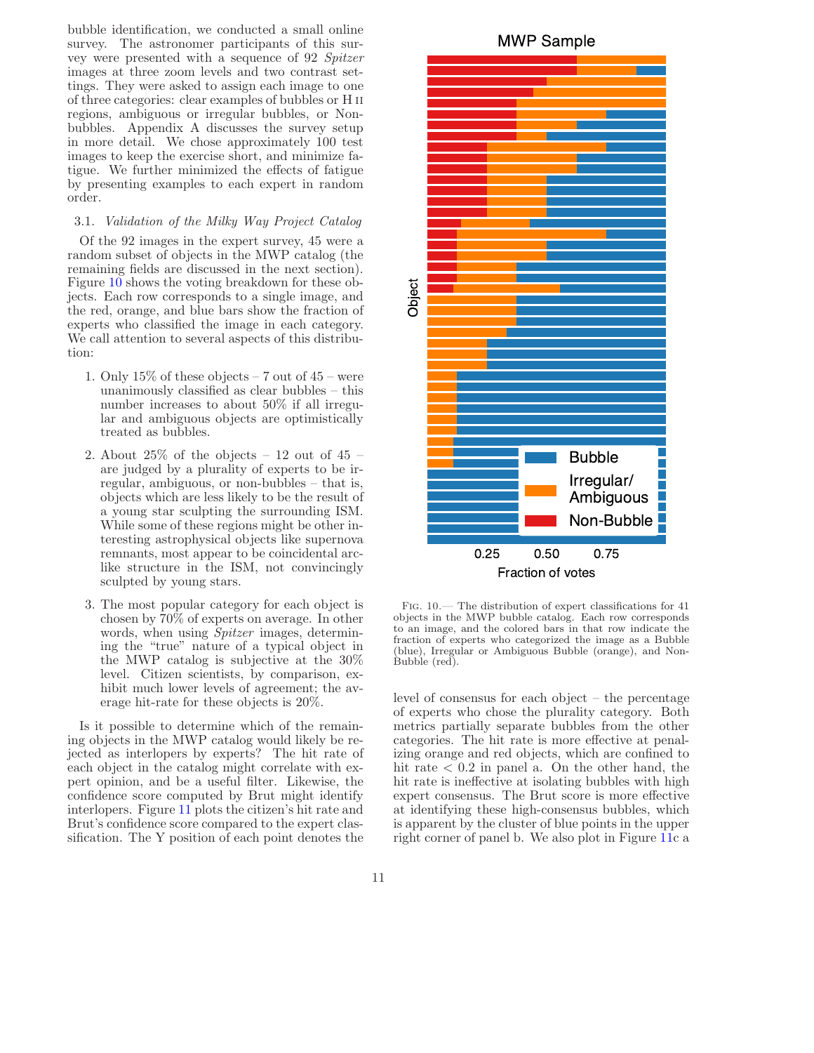bubble identification, we conducted a small online survey. The astronomer participants of this survey were presented with a sequence of 92 *Spitzer* images at three zoom levels and two contrast settings. They were asked to assign each image to one of three categories: clear examples of bubbles or H II regions, ambiguous or irregular bubbles, or Non-bubbles. Appendix A discusses the survey setup in more detail. We chose approximately 100 test images to keep the exercise short, and minimize fatigue. We further minimized the effects of fatigue by presenting examples to each expert in random order.

### 3.1. *Validation of the Milky Way Project Catalog*

Of the 92 images in the expert survey, 45 were a random subset of objects in the MWP catalog (the remaining fields are discussed in the next section). Figure 10 shows the voting breakdown for these objects. Each row corresponds to a single image, and the red, orange, and blue bars show the fraction of experts who classified the image in each category. We call attention to several aspects of this distribution:

1. Only 15% of these objects – 7 out of 45 – were unanimously classified as clear bubbles – this number increases to about 50% if all irregular and ambiguous objects are optimistically treated as bubbles.
2. About 25% of the objects – 12 out of 45 – are judged by a plurality of experts to be irregular, ambiguous, or non-bubbles – that is, objects which are less likely to be the result of a young star sculpting the surrounding ISM. While some of these regions might be other interesting astrophysical objects like supernova remnants, most appear to be coincidental arc-like structure in the ISM, not convincingly sculpted by young stars.
3. The most popular category for each object is chosen by 70% of experts on average. In other words, when using *Spitzer* images, determining the "true" nature of a typical object in the MWP catalog is subjective at the 30% level. Citizen scientists, by comparison, exhibit much lower levels of agreement; the average hit-rate for these objects is 20%.

Is it possible to determine which of the remaining objects in the MWP catalog would likely be rejected as interlopers by experts? The hit rate of each object in the catalog might correlate with expert opinion, and be a useful filter. Likewise, the confidence score computed by Brut might identify interlopers. Figure 11 plots the citizen's hit rate and Brut's confidence score compared to the expert classification. The Y position of each point denotes the level of consensus for each object – the percentage of experts who chose the plurality category. Both metrics partially separate bubbles from the other categories. The hit rate is more effective at penalizing orange and red objects, which are confined to hit rate < 0.2 in panel a. On the other hand, the hit rate is ineffective at isolating bubbles with high expert consensus. The Brut score is more effective at identifying these high-consensus bubbles, which is apparent by the cluster of blue points in the upper right corner of panel b. We also plot in Figure 11c a

Fig. 10.— The distribution of expert classifications for 41 objects in the MWP bubble catalog. Each row corresponds to an image, and the colored bars in that row indicate the fraction of experts who categorized the image as a Bubble (blue), Irregular or Ambiguous Bubble (orange), and Non-Bubble (red).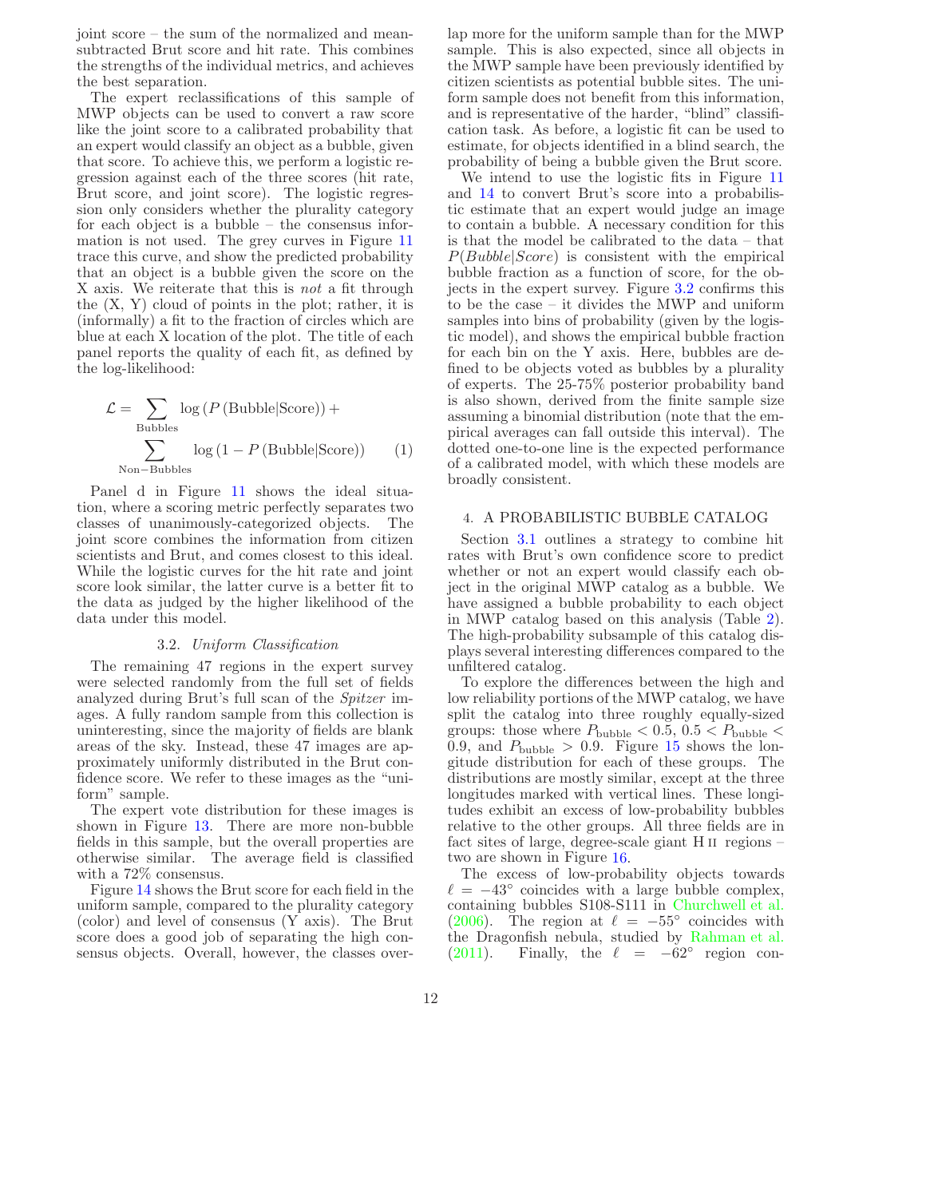joint score – the sum of the normalized and mean-subtracted Brut score and hit rate. This combines the strengths of the individual metrics, and achieves the best separation.

The expert reclassifications of this sample of MWP objects can be used to convert a raw score like the joint score to a calibrated probability that an expert would classify an object as a bubble, given that score. To achieve this, we perform a logistic regression against each of the three scores (hit rate, Brut score, and joint score). The logistic regression only considers whether the plurality category for each object is a bubble – the consensus information is not used. The grey curves in Figure 11 trace this curve, and show the predicted probability that an object is a bubble given the score on the X axis. We reiterate that this is *not* a fit through the (X, Y) cloud of points in the plot; rather, it is (informally) a fit to the fraction of circles which are blue at each X location of the plot. The title of each panel reports the quality of each fit, as defined by the log-likelihood:

$$\mathcal{L} = \sum_{\rm Bubbles} \log\left(P\left({\rm Bubble}|{\rm Score}\right)\right) + \sum_{\rm Non-Bubbles} \log\left(1 - P\left({\rm Bubble}|{\rm Score}\right)\right) \quad (1)$$

Panel d in Figure 11 shows the ideal situation, where a scoring metric perfectly separates two classes of unanimously-categorized objects. The joint score combines the information from citizen scientists and Brut, and comes closest to this ideal. While the logistic curves for the hit rate and joint score look similar, the latter curve is a better fit to the data as judged by the higher likelihood of the data under this model.

### 3.2. *Uniform Classification*

The remaining 47 regions in the expert survey were selected randomly from the full set of fields analyzed during Brut's full scan of the *Spitzer* images. A fully random sample from this collection is uninteresting, since the majority of fields are blank areas of the sky. Instead, these 47 images are approximately uniformly distributed in the Brut confidence score. We refer to these images as the "uniform" sample.

The expert vote distribution for these images is shown in Figure 13. There are more non-bubble fields in this sample, but the overall properties are otherwise similar. The average field is classified with a 72% consensus.

Figure 14 shows the Brut score for each field in the uniform sample, compared to the plurality category (color) and level of consensus (Y axis). The Brut score does a good job of separating the high consensus objects. Overall, however, the classes overlap more for the uniform sample than for the MWP sample. This is also expected, since all objects in the MWP sample have been previously identified by citizen scientists as potential bubble sites. The uniform sample does not benefit from this information, and is representative of the harder, "blind" classification task. As before, a logistic fit can be used to estimate, for objects identified in a blind search, the probability of being a bubble given the Brut score.

We intend to use the logistic fits in Figure 11 and 14 to convert Brut's score into a probabilistic estimate that an expert would judge an image to contain a bubble. A necessary condition for this is that the model be calibrated to the data – that $P(Bubble|Score)$ is consistent with the empirical bubble fraction as a function of score, for the objects in the expert survey. Figure 3.2 confirms this to be the case – it divides the MWP and uniform samples into bins of probability (given by the logistic model), and shows the empirical bubble fraction for each bin on the Y axis. Here, bubbles are defined to be objects voted as bubbles by a plurality of experts. The 25-75% posterior probability band is also shown, derived from the finite sample size assuming a binomial distribution (note that the empirical averages can fall outside this interval). The dotted one-to-one line is the expected performance of a calibrated model, with which these models are broadly consistent.

## 4. A PROBABILISTIC BUBBLE CATALOG

Section 3.1 outlines a strategy to combine hit rates with Brut's own confidence score to predict whether or not an expert would classify each object in the original MWP catalog as a bubble. We have assigned a bubble probability to each object in MWP catalog based on this analysis (Table 2). The high-probability subsample of this catalog displays several interesting differences compared to the unfiltered catalog.

To explore the differences between the high and low reliability portions of the MWP catalog, we have split the catalog into three roughly equally-sized groups: those where $P_{\rm bubble} < 0.5$, $0.5 < P_{\rm bubble} < 0.9$, and $P_{\rm bubble} > 0.9$. Figure 15 shows the longitude distribution for each of these groups. The distributions are mostly similar, except at the three longitudes marked with vertical lines. These longitudes exhibit an excess of low-probability bubbles relative to the other groups. All three fields are in fact sites of large, degree-scale giant H II regions – two are shown in Figure 16.

The excess of low-probability objects towards $\ell = -43^\circ$ coincides with a large bubble complex, containing bubbles S108-S111 in Churchwell et al. (2006). The region at $\ell = -55^\circ$ coincides with the Dragonfish nebula, studied by Rahman et al. (2011). Finally, the $\ell = -62^\circ$ region con-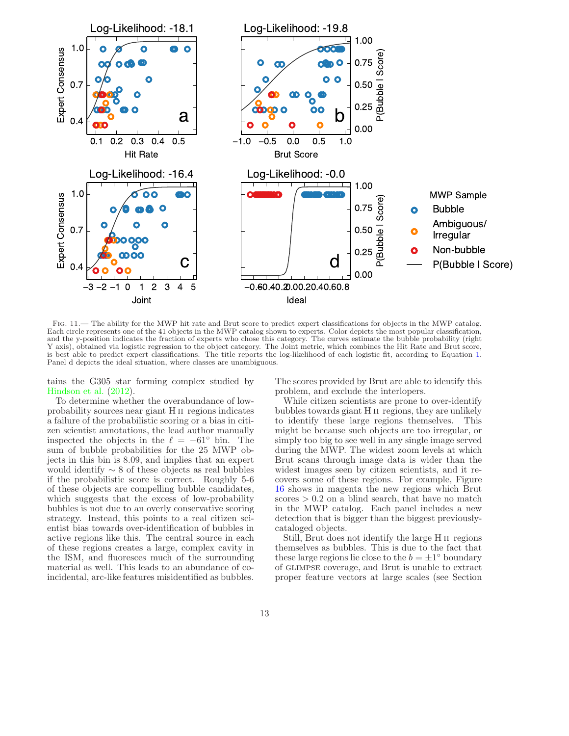FIG. 11.— The ability for the MWP hit rate and Brut score to predict expert classifications for objects in the MWP catalog. Each circle represents one of the 41 objects in the MWP catalog shown to experts. Color depicts the most popular classification, and the y-position indicates the fraction of experts who chose this category. The curves estimate the bubble probability (right Y axis), obtained via logistic regression to the object category. The Joint metric, which combines the Hit Rate and Brut score, is best able to predict expert classifications. The title reports the log-likelihood of each logistic fit, according to Equation 1. Panel d depicts the ideal situation, where classes are unambiguous.

tains the G305 star forming complex studied by Hindson et al. (2012).

To determine whether the overabundance of low-probability sources near giant H II regions indicates a failure of the probabilistic scoring or a bias in citizen scientist annotations, the lead author manually inspected the objects in the $\ell = -61^\circ$ bin. The sum of bubble probabilities for the 25 MWP objects in this bin is 8.09, and implies that an expert would identify $\sim 8$ of these objects as real bubbles if the probabilistic score is correct. Roughly 5-6 of these objects are compelling bubble candidates, which suggests that the excess of low-probability bubbles is not due to an overly conservative scoring strategy. Instead, this points to a real citizen scientist bias towards over-identification of bubbles in active regions like this. The central source in each of these regions creates a large, complex cavity in the ISM, and fluoresces much of the surrounding material as well. This leads to an abundance of coincidental, arc-like features misidentified as bubbles. The scores provided by Brut are able to identify this problem, and exclude the interlopers.

While citizen scientists are prone to over-identify bubbles towards giant H II regions, they are unlikely to identify these large regions themselves. This might be because such objects are too irregular, or simply too big to see well in any single image served during the MWP. The widest zoom levels at which Brut scans through image data is wider than the widest images seen by citizen scientists, and it recovers some of these regions. For example, Figure 16 shows in magenta the new regions which Brut scores $> 0.2$ on a blind search, that have no match in the MWP catalog. Each panel includes a new detection that is bigger than the biggest previously-cataloged objects.

Still, Brut does not identify the large H II regions themselves as bubbles. This is due to the fact that these large regions lie close to the $b = \pm 1^\circ$ boundary of GLIMPSE coverage, and Brut is unable to extract proper feature vectors at large scales (see Section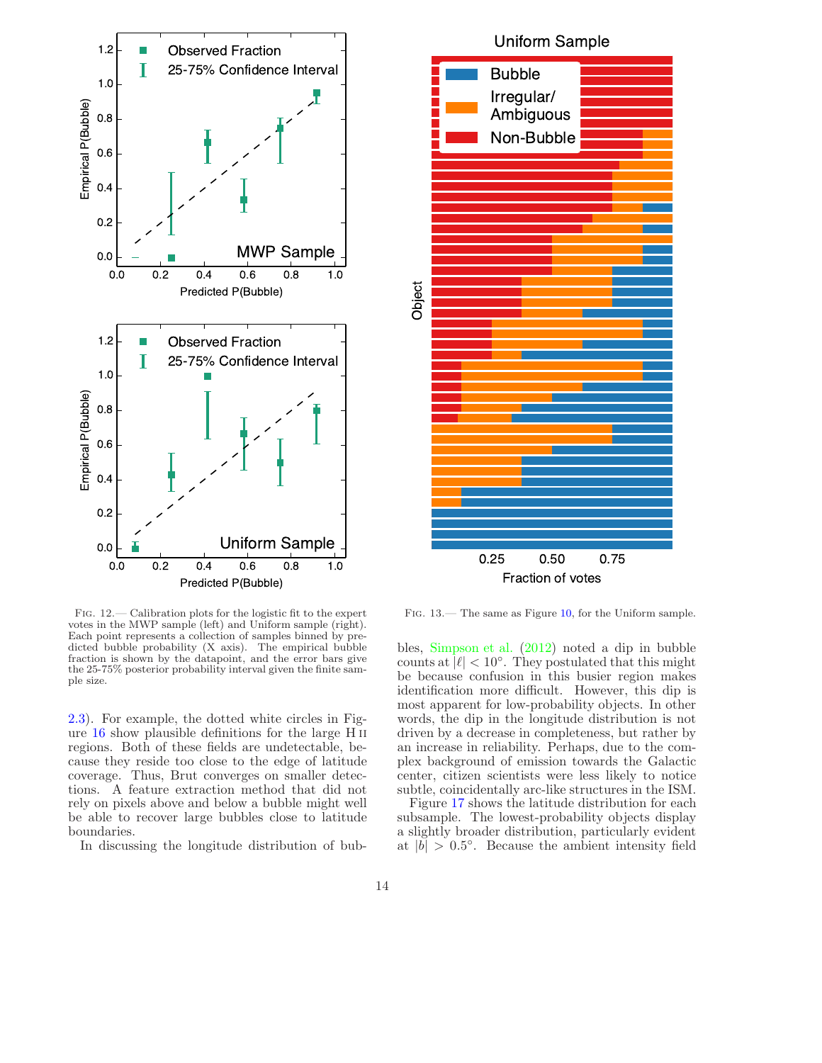Fig. 12.— Calibration plots for the logistic fit to the expert votes in the MWP sample (left) and Uniform sample (right). Each point represents a collection of samples binned by predicted bubble probability (X axis). The empirical bubble fraction is shown by the datapoint, and the error bars give the 25-75% posterior probability interval given the finite sample size.

Fig. 13.— The same as Figure 10, for the Uniform sample.

2.3). For example, the dotted white circles in Figure 16 show plausible definitions for the large H II regions. Both of these fields are undetectable, because they reside too close to the edge of latitude coverage. Thus, Brut converges on smaller detections. A feature extraction method that did not rely on pixels above and below a bubble might well be able to recover large bubbles close to latitude boundaries.

In discussing the longitude distribution of bubbles, Simpson et al. (2012) noted a dip in bubble counts at $|\ell| < 10°$. They postulated that this might be because confusion in this busier region makes identification more difficult. However, this dip is most apparent for low-probability objects. In other words, the dip in the longitude distribution is not driven by a decrease in completeness, but rather by an increase in reliability. Perhaps, due to the complex background of emission towards the Galactic center, citizen scientists were less likely to notice subtle, coincidentally arc-like structures in the ISM.

Figure 17 shows the latitude distribution for each subsample. The lowest-probability objects display a slightly broader distribution, particularly evident at $|b| > 0.5°$. Because the ambient intensity field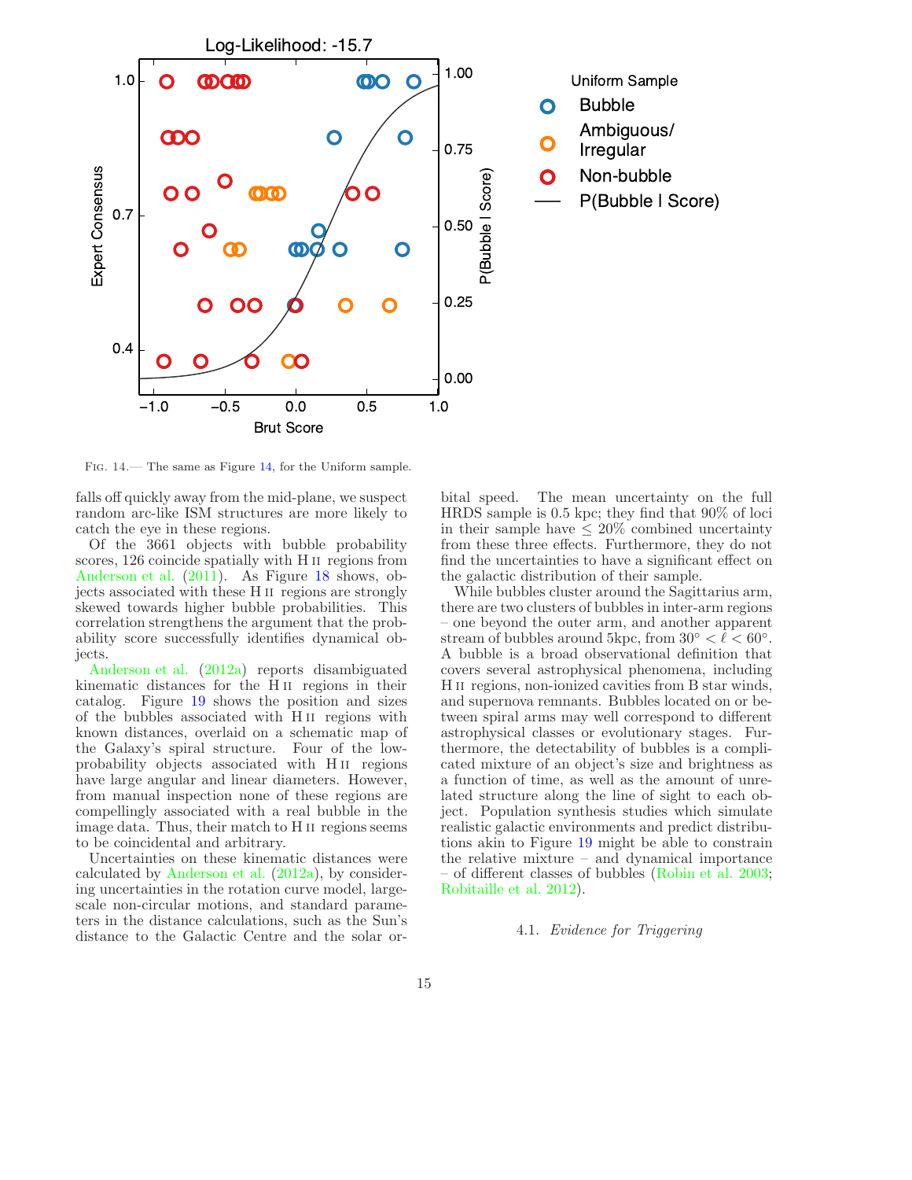FIG. 14.— The same as Figure 14, for the Uniform sample.

falls off quickly away from the mid-plane, we suspect random arc-like ISM structures are more likely to catch the eye in these regions.

Of the 3661 objects with bubble probability scores, 126 coincide spatially with H II regions from Anderson et al. (2011). As Figure 18 shows, objects associated with these H II regions are strongly skewed towards higher bubble probabilities. This correlation strengthens the argument that the probability score successfully identifies dynamical objects.

Anderson et al. (2012a) reports disambiguated kinematic distances for the H II regions in their catalog. Figure 19 shows the position and sizes of the bubbles associated with H II regions with known distances, overlaid on a schematic map of the Galaxy's spiral structure. Four of the low-probability objects associated with H II regions have large angular and linear diameters. However, from manual inspection none of these regions are compellingly associated with a real bubble in the image data. Thus, their match to H II regions seems to be coincidental and arbitrary.

Uncertainties on these kinematic distances were calculated by Anderson et al. (2012a), by considering uncertainties in the rotation curve model, large-scale non-circular motions, and standard parameters in the distance calculations, such as the Sun's distance to the Galactic Centre and the solar orbital speed. The mean uncertainty on the full HRDS sample is 0.5 kpc; they find that 90% of loci in their sample have $\leq 20\%$ combined uncertainty from these three effects. Furthermore, they do not find the uncertainties to have a significant effect on the galactic distribution of their sample.

While bubbles cluster around the Sagittarius arm, there are two clusters of bubbles in inter-arm regions – one beyond the outer arm, and another apparent stream of bubbles around 5kpc, from $30^{\circ} < \ell < 60^{\circ}$. A bubble is a broad observational definition that covers several astrophysical phenomena, including H II regions, non-ionized cavities from B star winds, and supernova remnants. Bubbles located on or between spiral arms may well correspond to different astrophysical classes or evolutionary stages. Furthermore, the detectability of bubbles is a complicated mixture of an object's size and brightness as a function of time, as well as the amount of unrelated structure along the line of sight to each object. Population synthesis studies which simulate realistic galactic environments and predict distributions akin to Figure 19 might be able to constrain the relative mixture – and dynamical importance – of different classes of bubbles (Robin et al. 2003; Robitaille et al. 2012).

### 4.1. *Evidence for Triggering*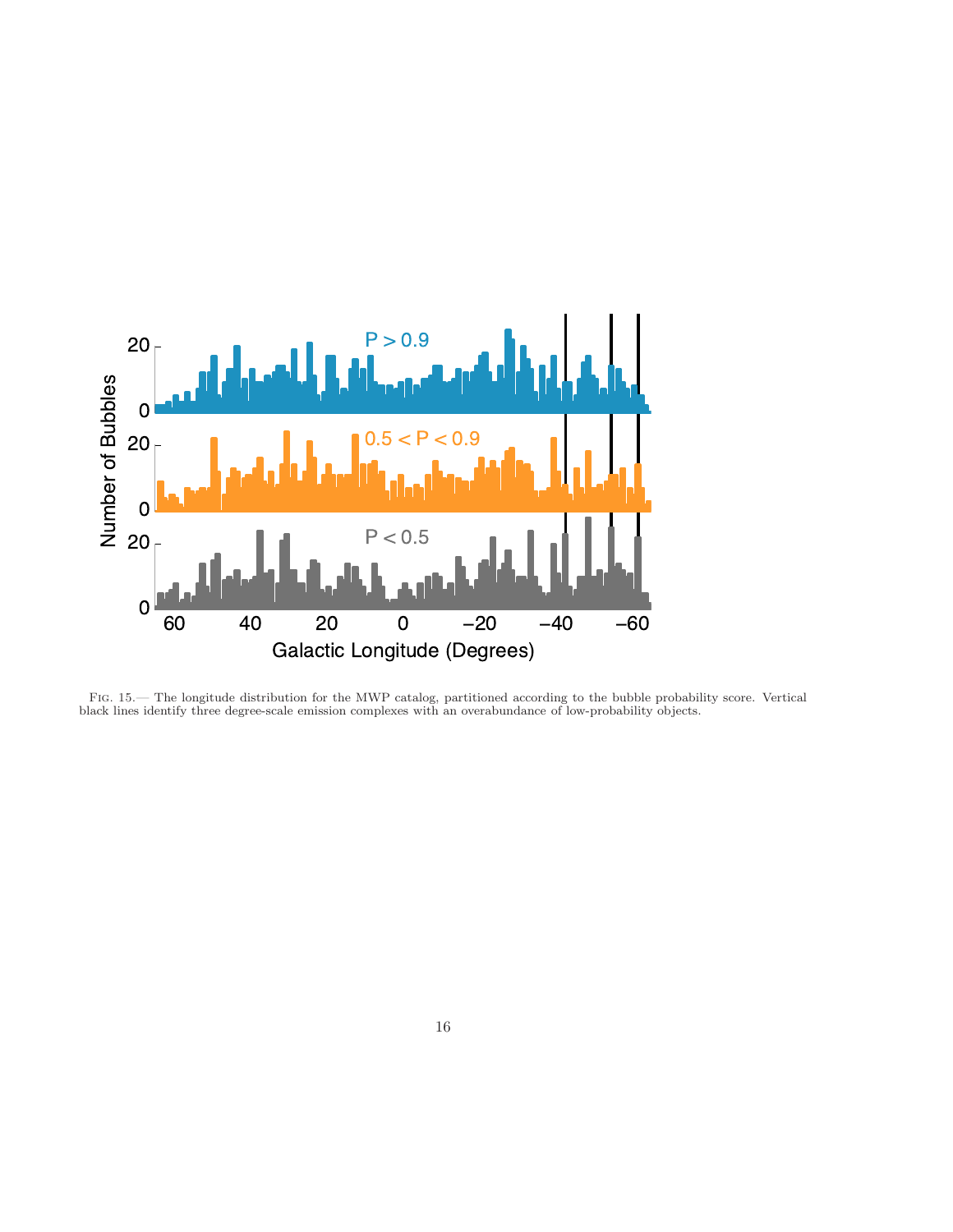Fig. 15.— The longitude distribution for the MWP catalog, partitioned according to the bubble probability score. Vertical black lines identify three degree-scale emission complexes with an overabundance of low-probability objects.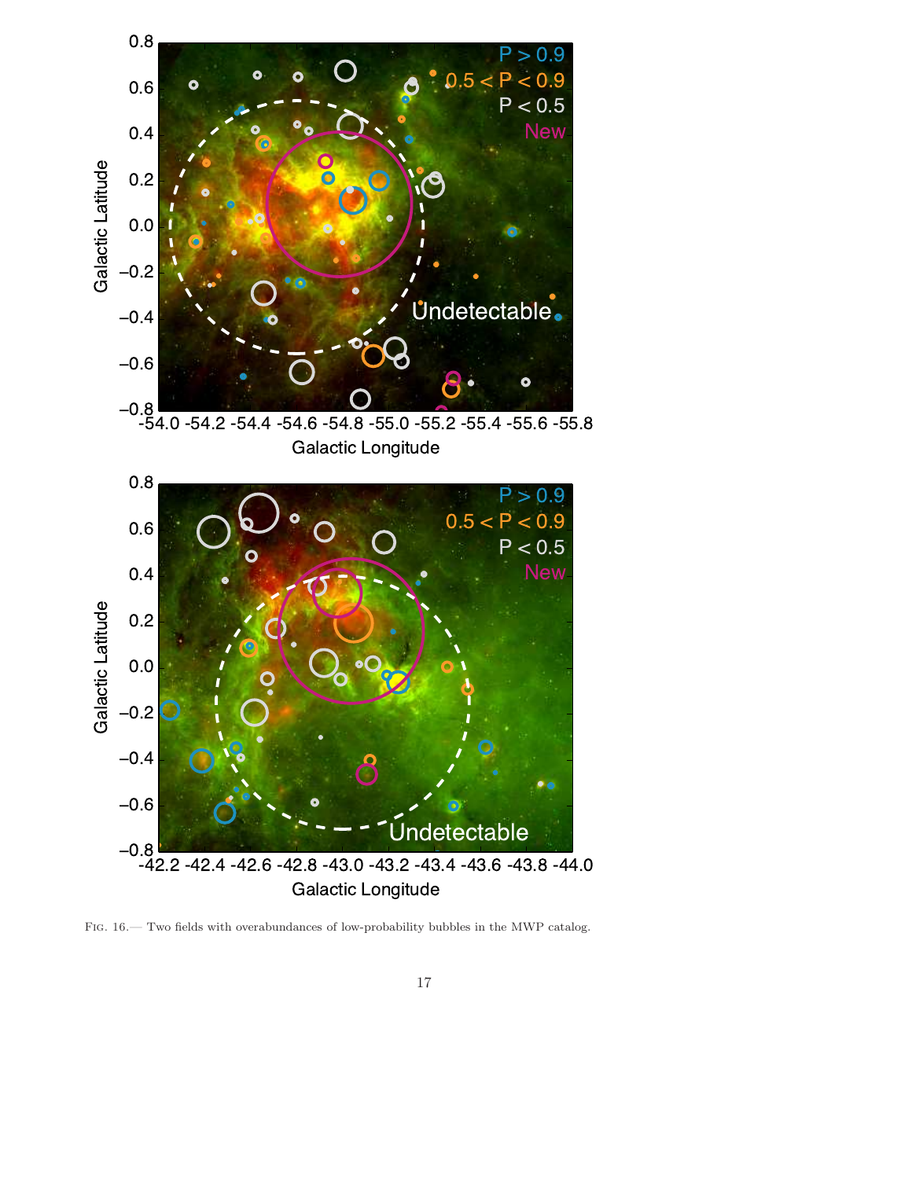Fig. 16.— Two fields with overabundances of low-probability bubbles in the MWP catalog.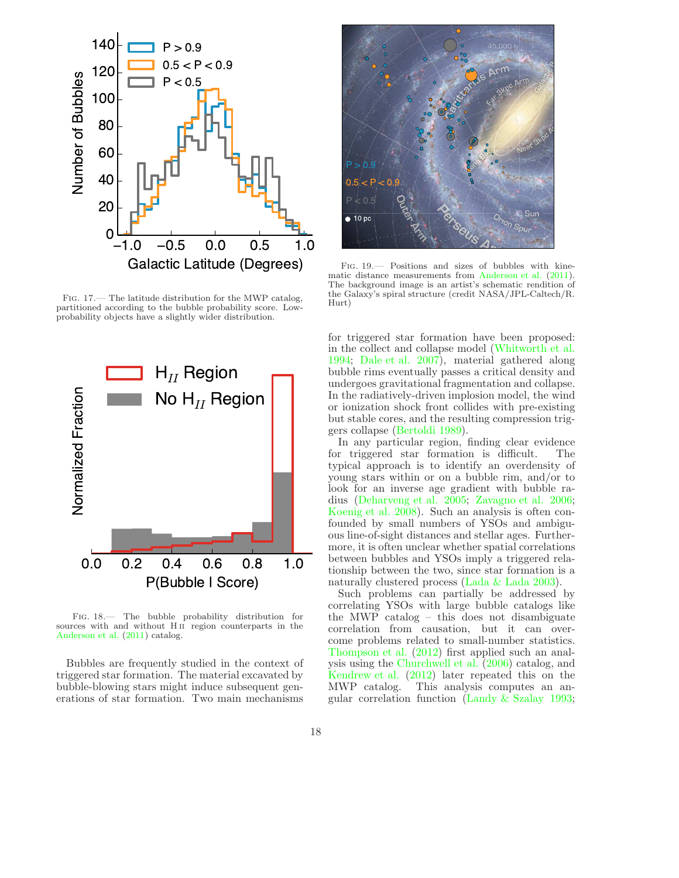FIG. 17.— The latitude distribution for the MWP catalog, partitioned according to the bubble probability score. Low-probability objects have a slightly wider distribution.

FIG. 18.— The bubble probability distribution for sources with and without H II region counterparts in the Anderson et al. (2011) catalog.

FIG. 19.— Positions and sizes of bubbles with kinematic distance measurements from Anderson et al. (2011). The background image is an artist's schematic rendition of the Galaxy's spiral structure (credit NASA/JPL-Caltech/R. Hurt)

Bubbles are frequently studied in the context of triggered star formation. The material excavated by bubble-blowing stars might induce subsequent generations of star formation. Two main mechanisms for triggered star formation have been proposed: in the collect and collapse model (Whitworth et al. 1994; Dale et al. 2007), material gathered along bubble rims eventually passes a critical density and undergoes gravitational fragmentation and collapse. In the radiatively-driven implosion model, the wind or ionization shock front collides with pre-existing but stable cores, and the resulting compression triggers collapse (Bertoldi 1989).

In any particular region, finding clear evidence for triggered star formation is difficult. The typical approach is to identify an overdensity of young stars within or on a bubble rim, and/or to look for an inverse age gradient with bubble radius (Deharveng et al. 2005; Zavagno et al. 2006; Koenig et al. 2008). Such an analysis is often confounded by small numbers of YSOs and ambiguous line-of-sight distances and stellar ages. Furthermore, it is often unclear whether spatial correlations between bubbles and YSOs imply a triggered relationship between the two, since star formation is a naturally clustered process (Lada & Lada 2003).

Such problems can partially be addressed by correlating YSOs with large bubble catalogs like the MWP catalog – this does not disambiguate correlation from causation, but it can overcome problems related to small-number statistics. Thompson et al. (2012) first applied such an analysis using the Churchwell et al. (2006) catalog, and Kendrew et al. (2012) later repeated this on the MWP catalog. This analysis computes an angular correlation function (Landy & Szalay 1993;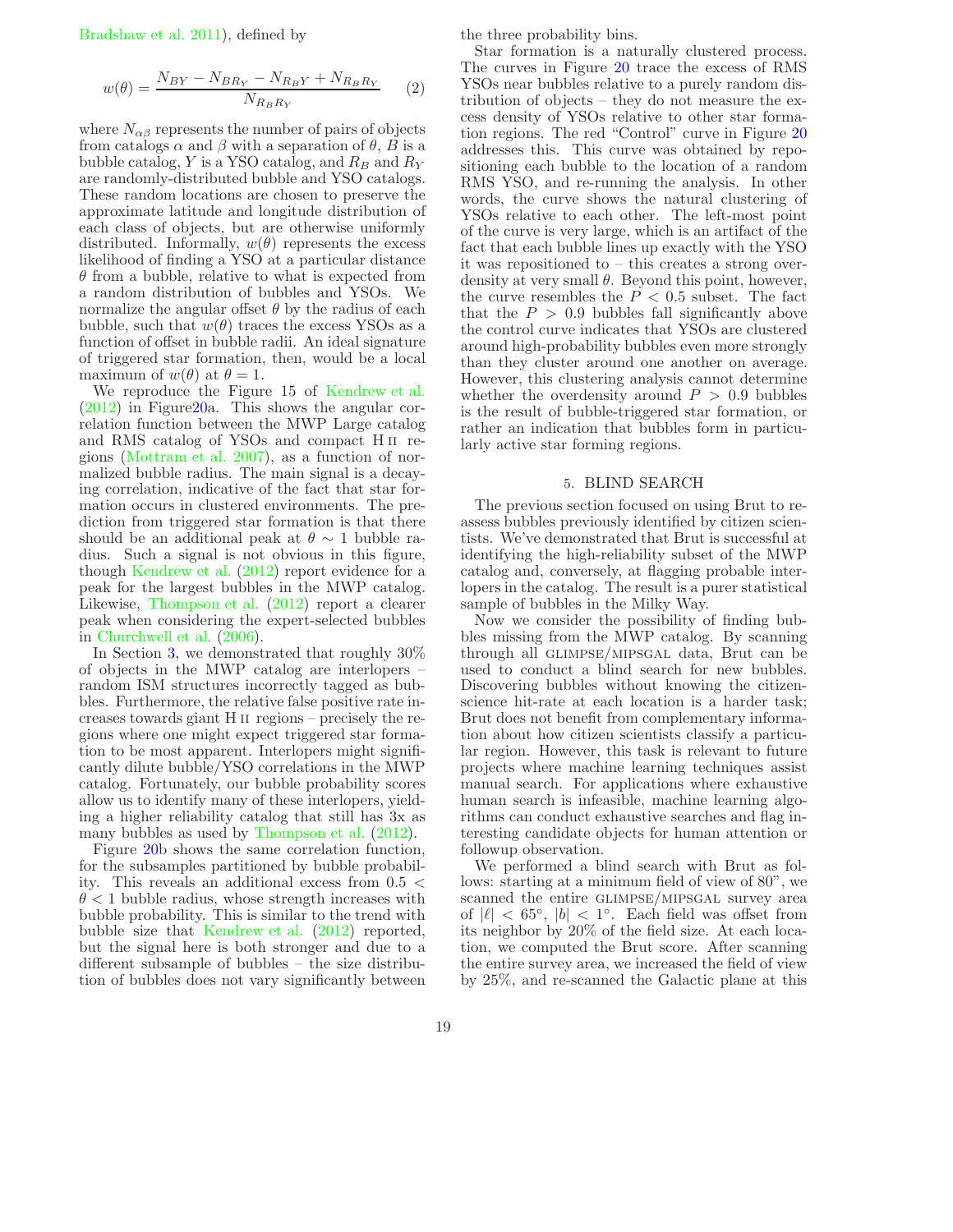Bradshaw et al. 2011), defined by

$$w(\theta) = \frac{N_{BY} - N_{BR_Y} - N_{R_BY} + N_{R_BR_Y}}{N_{R_BR_Y}} \quad (2)$$

where $N_{\alpha\beta}$ represents the number of pairs of objects from catalogs $\alpha$ and $\beta$ with a separation of $\theta$, $B$ is a bubble catalog, $Y$ is a YSO catalog, and $R_B$ and $R_Y$ are randomly-distributed bubble and YSO catalogs. These random locations are chosen to preserve the approximate latitude and longitude distribution of each class of objects, but are otherwise uniformly distributed. Informally, $w(\theta)$ represents the excess likelihood of finding a YSO at a particular distance $\theta$ from a bubble, relative to what is expected from a random distribution of bubbles and YSOs. We normalize the angular offset $\theta$ by the radius of each bubble, such that $w(\theta)$ traces the excess YSOs as a function of offset in bubble radii. An ideal signature of triggered star formation, then, would be a local maximum of $w(\theta)$ at $\theta = 1$.

We reproduce the Figure 15 of Kendrew et al. (2012) in Figure20a. This shows the angular correlation function between the MWP Large catalog and RMS catalog of YSOs and compact H II regions (Mottram et al. 2007), as a function of normalized bubble radius. The main signal is a decaying correlation, indicative of the fact that star formation occurs in clustered environments. The prediction from triggered star formation is that there should be an additional peak at $\theta \sim 1$ bubble radius. Such a signal is not obvious in this figure, though Kendrew et al. (2012) report evidence for a peak for the largest bubbles in the MWP catalog. Likewise, Thompson et al. (2012) report a clearer peak when considering the expert-selected bubbles in Churchwell et al. (2006).

In Section 3, we demonstrated that roughly 30% of objects in the MWP catalog are interlopers – random ISM structures incorrectly tagged as bubbles. Furthermore, the relative false positive rate increases towards giant H II regions – precisely the regions where one might expect triggered star formation to be most apparent. Interlopers might significantly dilute bubble/YSO correlations in the MWP catalog. Fortunately, our bubble probability scores allow us to identify many of these interlopers, yielding a higher reliability catalog that still has 3x as many bubbles as used by Thompson et al. (2012).

Figure 20b shows the same correlation function, for the subsamples partitioned by bubble probability. This reveals an additional excess from $0.5 < \theta < 1$ bubble radius, whose strength increases with bubble probability. This is similar to the trend with bubble size that Kendrew et al. (2012) reported, but the signal here is both stronger and due to a different subsample of bubbles – the size distribution of bubbles does not vary significantly between the three probability bins.

Star formation is a naturally clustered process. The curves in Figure 20 trace the excess of RMS YSOs near bubbles relative to a purely random distribution of objects – they do not measure the excess density of YSOs relative to other star formation regions. The red "Control" curve in Figure 20 addresses this. This curve was obtained by repositioning each bubble to the location of a random RMS YSO, and re-running the analysis. In other words, the curve shows the natural clustering of YSOs relative to each other. The left-most point of the curve is very large, which is an artifact of the fact that each bubble lines up exactly with the YSO it was repositioned to – this creates a strong overdensity at very small $\theta$. Beyond this point, however, the curve resembles the $P < 0.5$ subset. The fact that the $P > 0.9$ bubbles fall significantly above the control curve indicates that YSOs are clustered around high-probability bubbles even more strongly than they cluster around one another on average. However, this clustering analysis cannot determine whether the overdensity around $P > 0.9$ bubbles is the result of bubble-triggered star formation, or rather an indication that bubbles form in particularly active star forming regions.

## 5. BLIND SEARCH

The previous section focused on using Brut to reassess bubbles previously identified by citizen scientists. We've demonstrated that Brut is successful at identifying the high-reliability subset of the MWP catalog and, conversely, at flagging probable interlopers in the catalog. The result is a purer statistical sample of bubbles in the Milky Way.

Now we consider the possibility of finding bubbles missing from the MWP catalog. By scanning through all GLIMPSE/MIPSGAL data, Brut can be used to conduct a blind search for new bubbles. Discovering bubbles without knowing the citizen-science hit-rate at each location is a harder task; Brut does not benefit from complementary information about how citizen scientists classify a particular region. However, this task is relevant to future projects where machine learning techniques assist manual search. For applications where exhaustive human search is infeasible, machine learning algorithms can conduct exhaustive searches and flag interesting candidate objects for human attention or followup observation.

We performed a blind search with Brut as follows: starting at a minimum field of view of 80", we scanned the entire GLIMPSE/MIPSGAL survey area of $|\ell| < 65°$, $|b| < 1°$. Each field was offset from its neighbor by 20% of the field size. At each location, we computed the Brut score. After scanning the entire survey area, we increased the field of view by 25%, and re-scanned the Galactic plane at this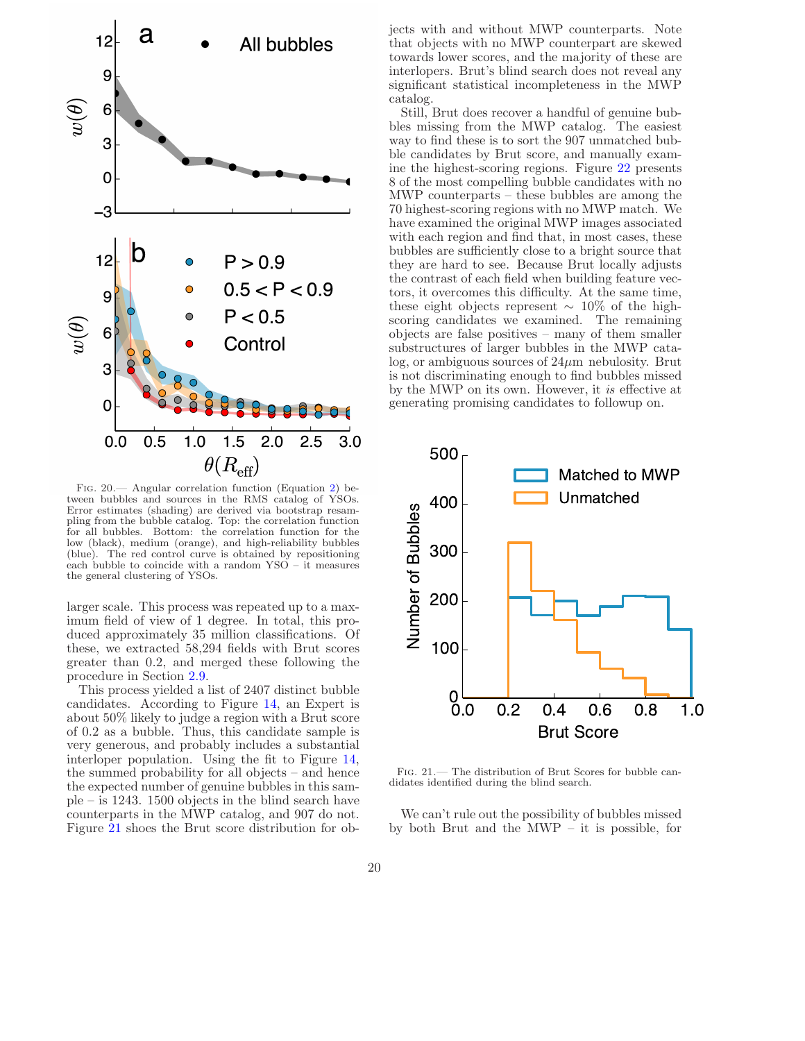FIG. 20.— Angular correlation function (Equation 2) between bubbles and sources in the RMS catalog of YSOs. Error estimates (shading) are derived via bootstrap resampling from the bubble catalog. Top: the correlation function for all bubbles. Bottom: the correlation function for the low (black), medium (orange), and high-reliability bubbles (blue). The red control curve is obtained by repositioning each bubble to coincide with a random YSO – it measures the general clustering of YSOs.

larger scale. This process was repeated up to a maximum field of view of 1 degree. In total, this produced approximately 35 million classifications. Of these, we extracted 58,294 fields with Brut scores greater than 0.2, and merged these following the procedure in Section 2.9.

This process yielded a list of 2407 distinct bubble candidates. According to Figure 14, an Expert is about 50% likely to judge a region with a Brut score of 0.2 as a bubble. Thus, this candidate sample is very generous, and probably includes a substantial interloper population. Using the fit to Figure 14, the summed probability for all objects – and hence the expected number of genuine bubbles in this sample – is 1243. 1500 objects in the blind search have counterparts in the MWP catalog, and 907 do not. Figure 21 shoes the Brut score distribution for objects with and without MWP counterparts. Note that objects with no MWP counterpart are skewed towards lower scores, and the majority of these are interlopers. Brut's blind search does not reveal any significant statistical incompleteness in the MWP catalog.

Still, Brut does recover a handful of genuine bubbles missing from the MWP catalog. The easiest way to find these is to sort the 907 unmatched bubble candidates by Brut score, and manually examine the highest-scoring regions. Figure 22 presents 8 of the most compelling bubble candidates with no MWP counterparts – these bubbles are among the 70 highest-scoring regions with no MWP match. We have examined the original MWP images associated with each region and find that, in most cases, these bubbles are sufficiently close to a bright source that they are hard to see. Because Brut locally adjusts the contrast of each field when building feature vectors, it overcomes this difficulty. At the same time, these eight objects represent $\sim$ 10% of the high-scoring candidates we examined. The remaining objects are false positives – many of them smaller substructures of larger bubbles in the MWP catalog, or ambiguous sources of 24$\mu$m nebulosity. Brut is not discriminating enough to find bubbles missed by the MWP on its own. However, it *is* effective at generating promising candidates to followup on.

FIG. 21.— The distribution of Brut Scores for bubble candidates identified during the blind search.

We can't rule out the possibility of bubbles missed by both Brut and the MWP – it is possible, for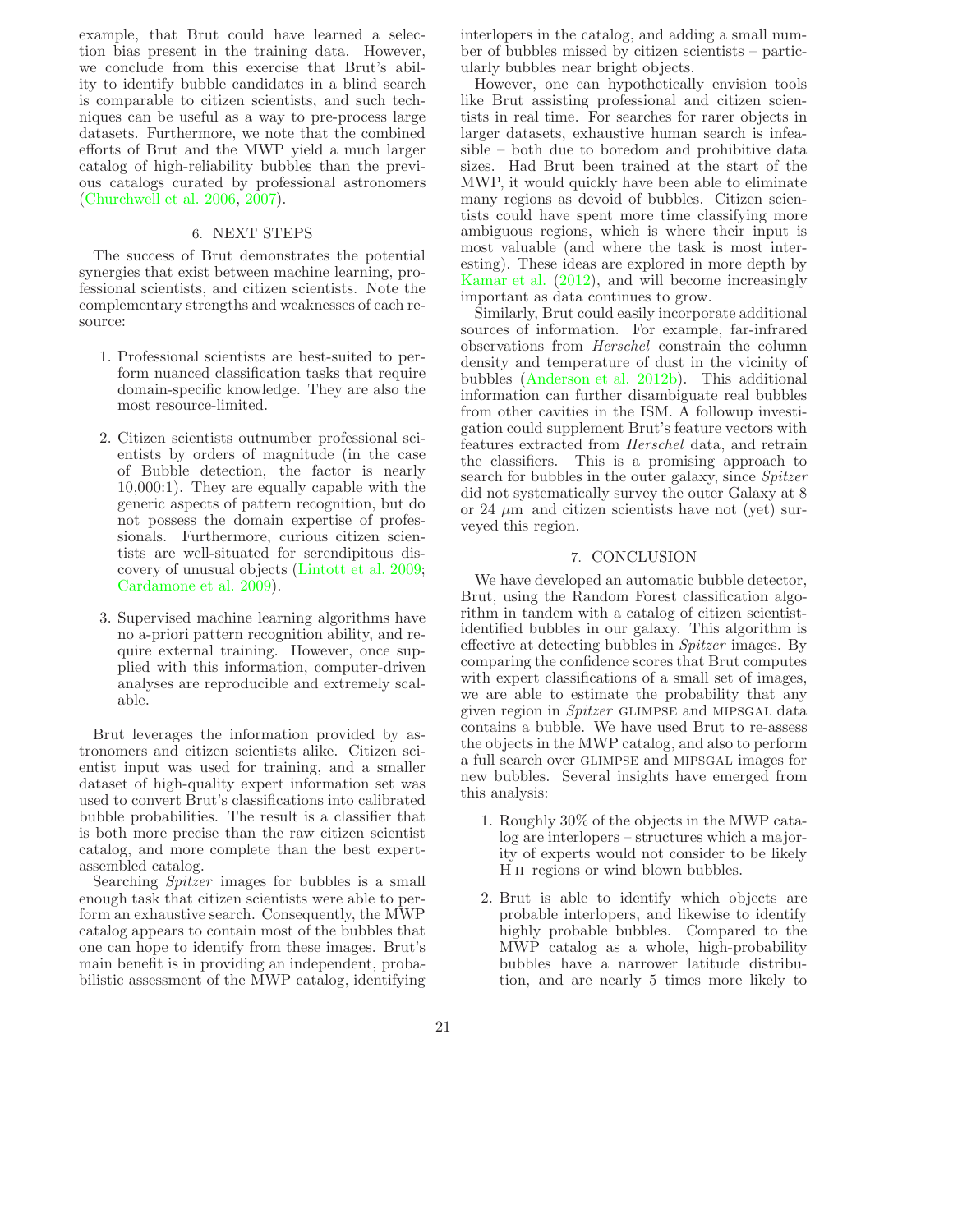example, that Brut could have learned a selection bias present in the training data. However, we conclude from this exercise that Brut's ability to identify bubble candidates in a blind search is comparable to citizen scientists, and such techniques can be useful as a way to pre-process large datasets. Furthermore, we note that the combined efforts of Brut and the MWP yield a much larger catalog of high-reliability bubbles than the previous catalogs curated by professional astronomers (Churchwell et al. 2006, 2007).

## 6. NEXT STEPS

The success of Brut demonstrates the potential synergies that exist between machine learning, professional scientists, and citizen scientists. Note the complementary strengths and weaknesses of each resource:

1. Professional scientists are best-suited to perform nuanced classification tasks that require domain-specific knowledge. They are also the most resource-limited.

2. Citizen scientists outnumber professional scientists by orders of magnitude (in the case of Bubble detection, the factor is nearly 10,000:1). They are equally capable with the generic aspects of pattern recognition, but do not possess the domain expertise of professionals. Furthermore, curious citizen scientists are well-situated for serendipitous discovery of unusual objects (Lintott et al. 2009; Cardamone et al. 2009).

3. Supervised machine learning algorithms have no a-priori pattern recognition ability, and require external training. However, once supplied with this information, computer-driven analyses are reproducible and extremely scalable.

Brut leverages the information provided by astronomers and citizen scientists alike. Citizen scientist input was used for training, and a smaller dataset of high-quality expert information set was used to convert Brut's classifications into calibrated bubble probabilities. The result is a classifier that is both more precise than the raw citizen scientist catalog, and more complete than the best expert-assembled catalog.

Searching *Spitzer* images for bubbles is a small enough task that citizen scientists were able to perform an exhaustive search. Consequently, the MWP catalog appears to contain most of the bubbles that one can hope to identify from these images. Brut's main benefit is in providing an independent, probabilistic assessment of the MWP catalog, identifying interlopers in the catalog, and adding a small number of bubbles missed by citizen scientists – particularly bubbles near bright objects.

However, one can hypothetically envision tools like Brut assisting professional and citizen scientists in real time. For searches for rarer objects in larger datasets, exhaustive human search is infeasible – both due to boredom and prohibitive data sizes. Had Brut been trained at the start of the MWP, it would quickly have been able to eliminate many regions as devoid of bubbles. Citizen scientists could have spent more time classifying more ambiguous regions, which is where their input is most valuable (and where the task is most interesting). These ideas are explored in more depth by Kamar et al. (2012), and will become increasingly important as data continues to grow.

Similarly, Brut could easily incorporate additional sources of information. For example, far-infrared observations from *Herschel* constrain the column density and temperature of dust in the vicinity of bubbles (Anderson et al. 2012b). This additional information can further disambiguate real bubbles from other cavities in the ISM. A followup investigation could supplement Brut's feature vectors with features extracted from *Herschel* data, and retrain the classifiers. This is a promising approach to search for bubbles in the outer galaxy, since *Spitzer* did not systematically survey the outer Galaxy at 8 or 24 $\mu$m and citizen scientists have not (yet) surveyed this region.

## 7. CONCLUSION

We have developed an automatic bubble detector, Brut, using the Random Forest classification algorithm in tandem with a catalog of citizen scientist-identified bubbles in our galaxy. This algorithm is effective at detecting bubbles in *Spitzer* images. By comparing the confidence scores that Brut computes with expert classifications of a small set of images, we are able to estimate the probability that any given region in *Spitzer* GLIMPSE and MIPSGAL data contains a bubble. We have used Brut to re-assess the objects in the MWP catalog, and also to perform a full search over GLIMPSE and MIPSGAL images for new bubbles. Several insights have emerged from this analysis:

1. Roughly 30% of the objects in the MWP catalog are interlopers – structures which a majority of experts would not consider to be likely H II regions or wind blown bubbles.

2. Brut is able to identify which objects are probable interlopers, and likewise to identify highly probable bubbles. Compared to the MWP catalog as a whole, high-probability bubbles have a narrower latitude distribution, and are nearly 5 times more likely to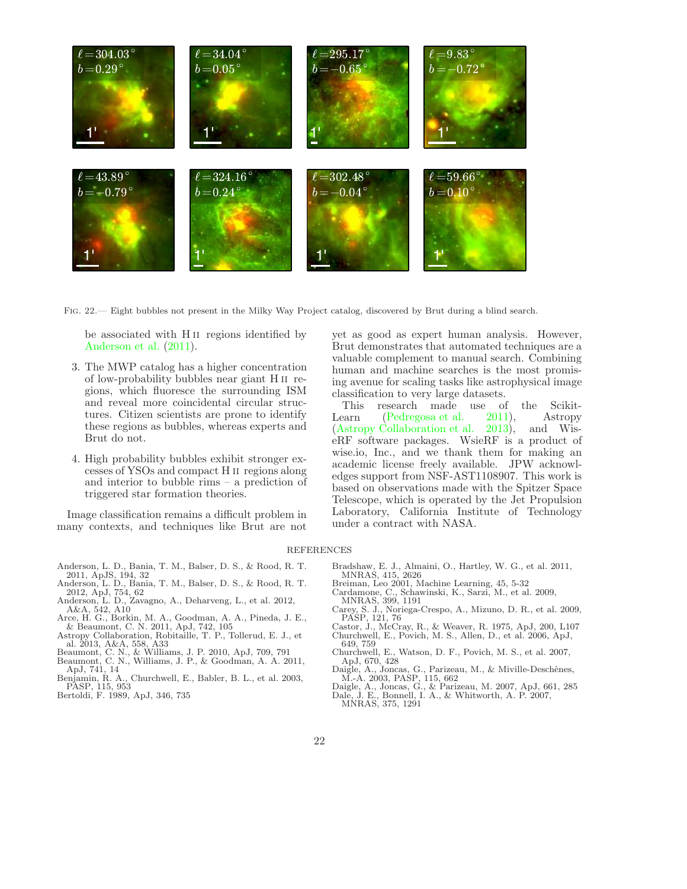Fig. 22.— Eight bubbles not present in the Milky Way Project catalog, discovered by Brut during a blind search.

be associated with H II regions identified by Anderson et al. (2011).

3. The MWP catalog has a higher concentration of low-probability bubbles near giant H II regions, which fluoresce the surrounding ISM and reveal more coincidental circular structures. Citizen scientists are prone to identify these regions as bubbles, whereas experts and Brut do not.

4. High probability bubbles exhibit stronger excesses of YSOs and compact H II regions along and interior to bubble rims – a prediction of triggered star formation theories.

Image classification remains a difficult problem in many contexts, and techniques like Brut are not yet as good as expert human analysis. However, Brut demonstrates that automated techniques are a valuable complement to manual search. Combining human and machine searches is the most promising avenue for scaling tasks like astrophysical image classification to very large datasets.

This research made use of the Scikit-Learn (Pedregosa et al. 2011), Astropy (Astropy Collaboration et al. 2013), and WiseRF software packages. WsieRF is a product of wise.io, Inc., and we thank them for making an academic license freely available. JPW acknowledges support from NSF-AST1108907. This work is based on observations made with the Spitzer Space Telescope, which is operated by the Jet Propulsion Laboratory, California Institute of Technology under a contract with NASA.

## REFERENCES

Anderson, L. D., Bania, T. M., Balser, D. S., & Rood, R. T. 2011, ApJS, 194, 32
Anderson, L. D., Bania, T. M., Balser, D. S., & Rood, R. T. 2012, ApJ, 754, 62
Anderson, L. D., Zavagno, A., Deharveng, L., et al. 2012, A&A, 542, A10
Arce, H. G., Borkin, M. A., Goodman, A. A., Pineda, J. E., & Beaumont, C. N. 2011, ApJ, 742, 105
Astropy Collaboration, Robitaille, T. P., Tollerud, E. J., et al. 2013, A&A, 558, A33
Beaumont, C. N., & Williams, J. P. 2010, ApJ, 709, 791
Beaumont, C. N., Williams, J. P., & Goodman, A. A. 2011, ApJ, 741, 14
Benjamin, R. A., Churchwell, E., Babler, B. L., et al. 2003, PASP, 115, 953
Bertoldi, F. 1989, ApJ, 346, 735
Bradshaw, E. J., Almaini, O., Hartley, W. G., et al. 2011, MNRAS, 415, 2626
Breiman, Leo 2001, Machine Learning, 45, 5-32
Cardamone, C., Schawinski, K., Sarzi, M., et al. 2009, MNRAS, 399, 1191
Carey, S. J., Noriega-Crespo, A., Mizuno, D. R., et al. 2009, PASP, 121, 76
Castor, J., McCray, R., & Weaver, R. 1975, ApJ, 200, L107
Churchwell, E., Povich, M. S., Allen, D., et al. 2006, ApJ, 649, 759
Churchwell, E., Watson, D. F., Povich, M. S., et al. 2007, ApJ, 670, 428
Daigle, A., Joncas, G., Parizeau, M., & Miville-Deschênes, M.-A. 2003, PASP, 115, 662
Daigle, A., Joncas, G., & Parizeau, M. 2007, ApJ, 661, 285
Dale, J. E., Bonnell, I. A., & Whitworth, A. P. 2007, MNRAS, 375, 1291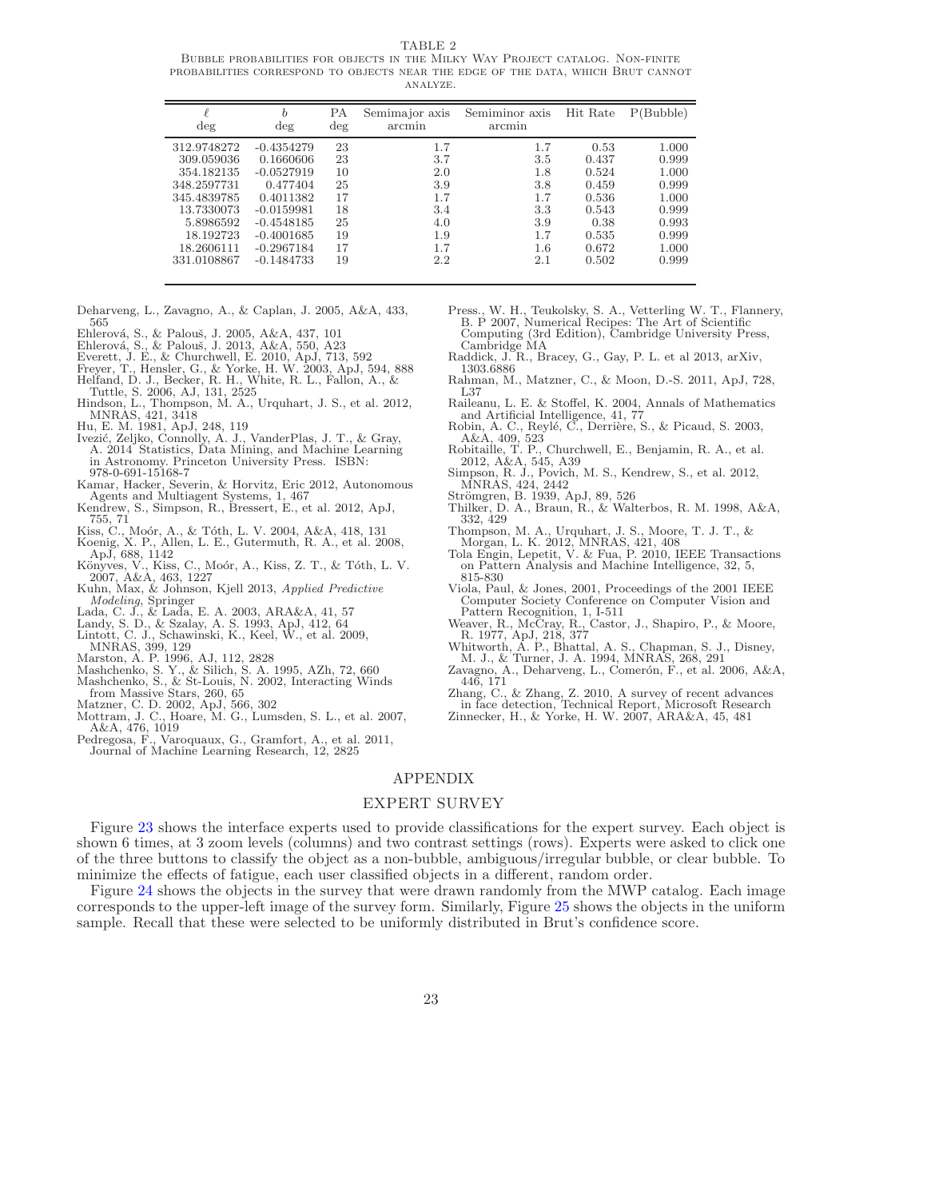TABLE 2

Bubble probabilities for objects in the Milky Way Project catalog. Non-finite probabilities correspond to objects near the edge of the data, which Brut cannot analyze.

| ℓ deg | b deg | PA deg | Semimajor axis arcmin | Semiminor axis arcmin | Hit Rate | P(Bubble) |
|---|---|---|---|---|---|---|
| 312.9748272 | -0.4354279 | 23 | 1.7 | 1.7 | 0.53 | 1.000 |
| 309.059036 | 0.1660606 | 23 | 3.7 | 3.5 | 0.437 | 0.999 |
| 354.182135 | -0.0527919 | 10 | 2.0 | 1.8 | 0.524 | 1.000 |
| 348.2597731 | 0.477404 | 25 | 3.9 | 3.8 | 0.459 | 0.999 |
| 345.4839785 | 0.4011382 | 17 | 1.7 | 1.7 | 0.536 | 1.000 |
| 13.7330073 | -0.0159981 | 18 | 3.4 | 3.3 | 0.543 | 0.999 |
| 5.8986592 | -0.4548185 | 25 | 4.0 | 3.9 | 0.38 | 0.993 |
| 18.192723 | -0.4001685 | 19 | 1.9 | 1.7 | 0.535 | 0.999 |
| 18.2606111 | -0.2967184 | 17 | 1.7 | 1.6 | 0.672 | 1.000 |
| 331.0108867 | -0.1484733 | 19 | 2.2 | 2.1 | 0.502 | 0.999 |

Deharveng, L., Zavagno, A., & Caplan, J. 2005, A&A, 433, 565
Ehlerová, S., & Palouš, J. 2005, A&A, 437, 101
Ehlerová, S., & Palouš, J. 2013, A&A, 550, A23
Everett, J. E., & Churchwell, E. 2010, ApJ, 713, 592
Freyer, T., Hensler, G., & Yorke, H. W. 2003, ApJ, 594, 888
Helfand, D. J., Becker, R. H., White, R. L., Fallon, A., & Tuttle, S. 2006, AJ, 131, 2525
Hindson, L., Thompson, M. A., Urquhart, J. S., et al. 2012, MNRAS, 421, 3418
Hu, E. M. 1981, ApJ, 248, 119
Ivezić, Zeljko, Connolly, A. J., VanderPlas, J. T., & Gray, A. 2014 Statistics, Data Mining, and Machine Learning in Astronomy. Princeton University Press. ISBN: 978-0-691-15168-7
Kamar, Hacker, Severin, & Horvitz, Eric 2012, Autonomous Agents and Multiagent Systems, 1, 467
Kendrew, S., Simpson, R., Bressert, E., et al. 2012, ApJ, 755, 71
Kiss, C., Moór, A., & Tóth, L. V. 2004, A&A, 418, 131
Koenig, X. P., Allen, L. E., Gutermuth, R. A., et al. 2008, ApJ, 688, 1142
Könyves, V., Kiss, C., Moór, A., Kiss, Z. T., & Tóth, L. V. 2007, A&A, 463, 1227
Kuhn, Max, & Johnson, Kjell 2013, *Applied Predictive Modeling*, Springer
Lada, C. J., & Lada, E. A. 2003, ARA&A, 41, 57
Landy, S. D., & Szalay, A. S. 1993, ApJ, 412, 64
Lintott, C. J., Schawinski, K., Keel, W., et al. 2009, MNRAS, 399, 129
Marston, A. P. 1996, AJ, 112, 2828
Mashchenko, S. Y., & Silich, S. A. 1995, AZh, 72, 660
Mashchenko, S., & St-Louis, N. 2002, Interacting Winds from Massive Stars, 260, 65
Matzner, C. D. 2002, ApJ, 566, 302
Mottram, J. C., Hoare, M. G., Lumsden, S. L., et al. 2007, A&A, 476, 1019
Pedregosa, F., Varoquaux, G., Gramfort, A., et al. 2011, Journal of Machine Learning Research, 12, 2825
Press., W. H., Teukolsky, S. A., Vetterling W. T., Flannery, B. P 2007, Numerical Recipes: The Art of Scientific Computing (3rd Edition), Cambridge University Press, Cambridge MA
Raddick, J. R., Bracey, G., Gay, P. L. et al 2013, arXiv, 1303.6886
Rahman, M., Matzner, C., & Moon, D.-S. 2011, ApJ, 728, L37
Raileanu, L. E. & Stoffel, K. 2004, Annals of Mathematics and Artificial Intelligence, 41, 77
Robin, A. C., Reylé, C., Derrière, S., & Picaud, S. 2003, A&A, 409, 523
Robitaille, T. P., Churchwell, E., Benjamin, R. A., et al. 2012, A&A, 545, A39
Simpson, R. J., Povich, M. S., Kendrew, S., et al. 2012, MNRAS, 424, 2442
Strömgren, B. 1939, ApJ, 89, 526
Thilker, D. A., Braun, R., & Walterbos, R. M. 1998, A&A, 332, 429
Thompson, M. A., Urquhart, J. S., Moore, T. J. T., & Morgan, L. K. 2012, MNRAS, 421, 408
Tola Engin, Lepetit, V. & Fua, P. 2010, IEEE Transactions on Pattern Analysis and Machine Intelligence, 32, 5, 815-830
Viola, Paul, & Jones, 2001, Proceedings of the 2001 IEEE Computer Society Conference on Computer Vision and Pattern Recognition, 1, I-511
Weaver, R., McCray, R., Castor, J., Shapiro, P., & Moore, R. 1977, ApJ, 218, 377
Whitworth, A. P., Bhattal, A. S., Chapman, S. J., Disney, M. J., & Turner, J. A. 1994, MNRAS, 268, 291
Zavagno, A., Deharveng, L., Comerón, F., et al. 2006, A&A, 446, 171
Zhang, C., & Zhang, Z. 2010, A survey of recent advances in face detection, Technical Report, Microsoft Research
Zinnecker, H., & Yorke, H. W. 2007, ARA&A, 45, 481

# APPENDIX

## EXPERT SURVEY

Figure 23 shows the interface experts used to provide classifications for the expert survey. Each object is shown 6 times, at 3 zoom levels (columns) and two contrast settings (rows). Experts were asked to click one of the three buttons to classify the object as a non-bubble, ambiguous/irregular bubble, or clear bubble. To minimize the effects of fatigue, each user classified objects in a different, random order.

Figure 24 shows the objects in the survey that were drawn randomly from the MWP catalog. Each image corresponds to the upper-left image of the survey form. Similarly, Figure 25 shows the objects in the uniform sample. Recall that these were selected to be uniformly distributed in Brut's confidence score.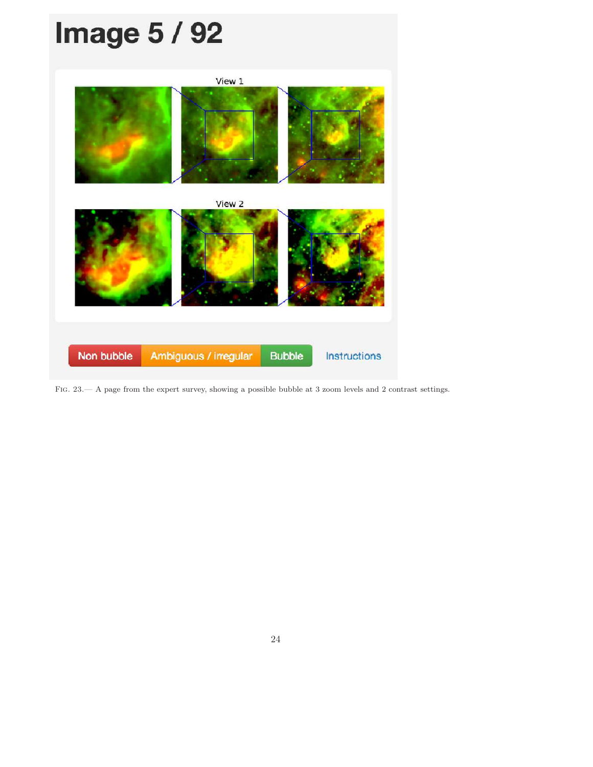FIG. 23.— A page from the expert survey, showing a possible bubble at 3 zoom levels and 2 contrast settings.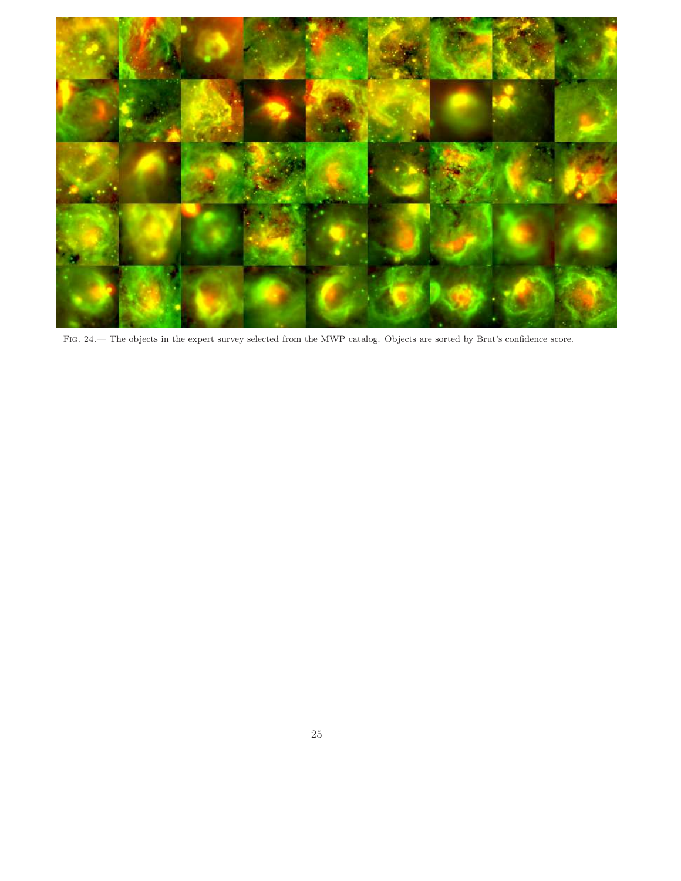Fig. 24.— The objects in the expert survey selected from the MWP catalog. Objects are sorted by Brut's confidence score.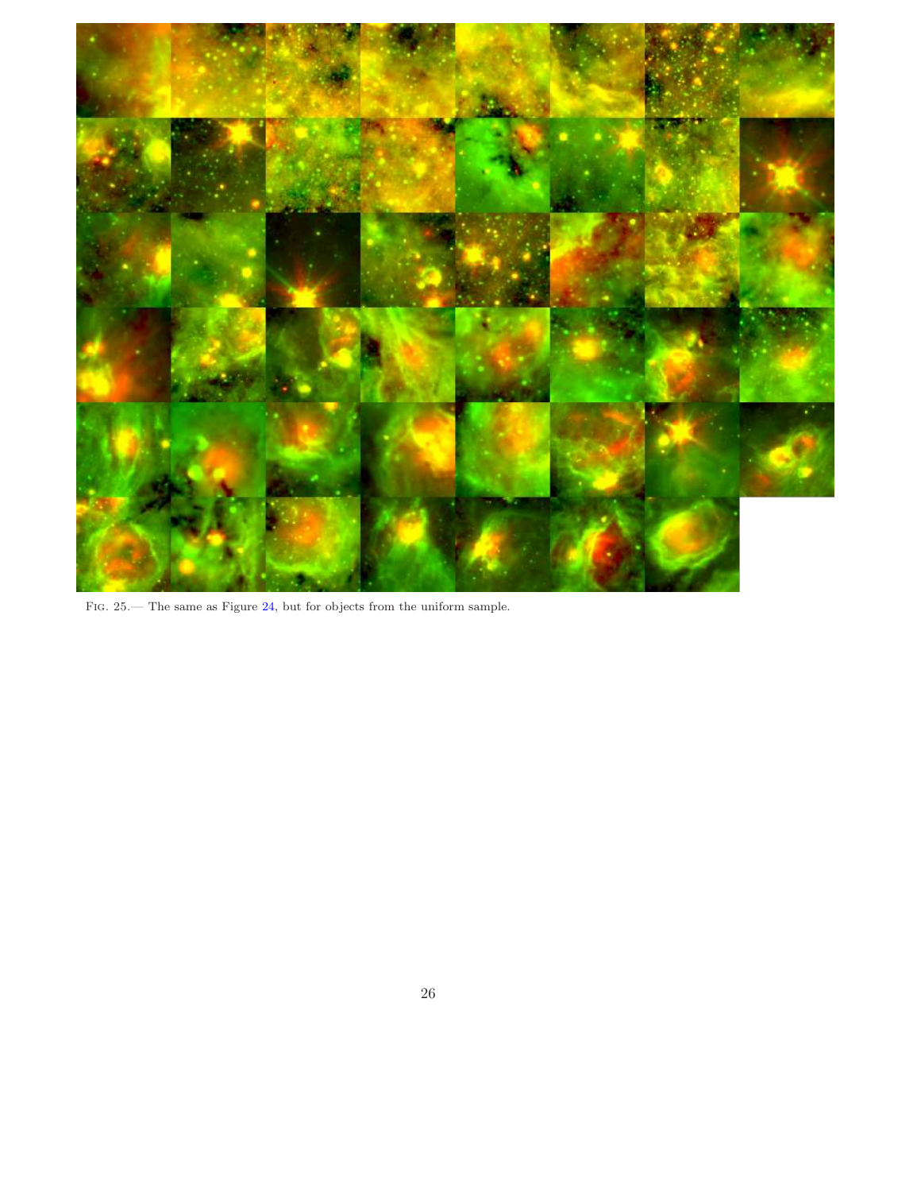Fig. 25.— The same as Figure 24, but for objects from the uniform sample.